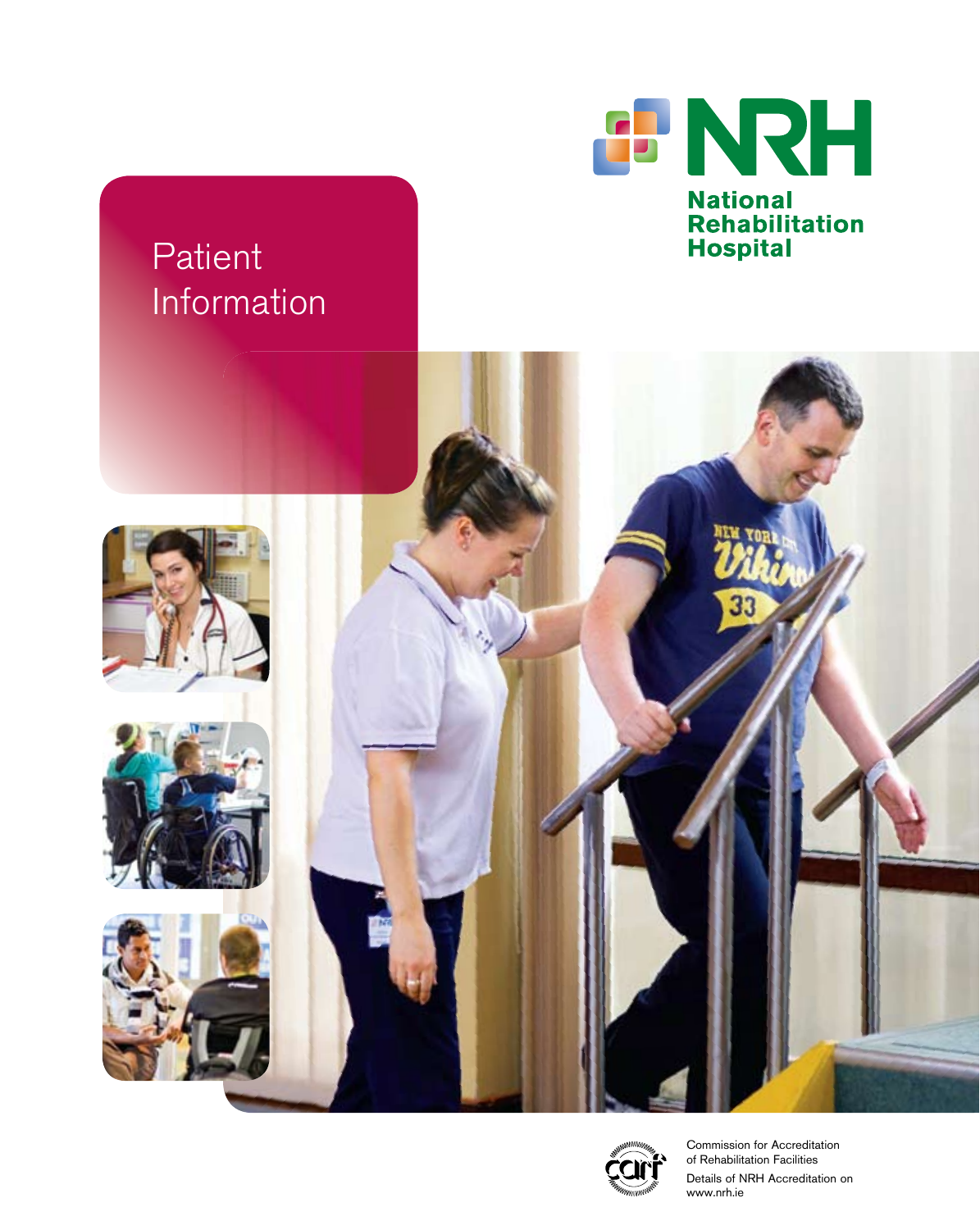# Patient Information

**NRH**

**National Rehabilitation Hospital**

Commission for Accreditation of Rehabilitation Facilities

Details of NRH Accreditation on www.nrh.ie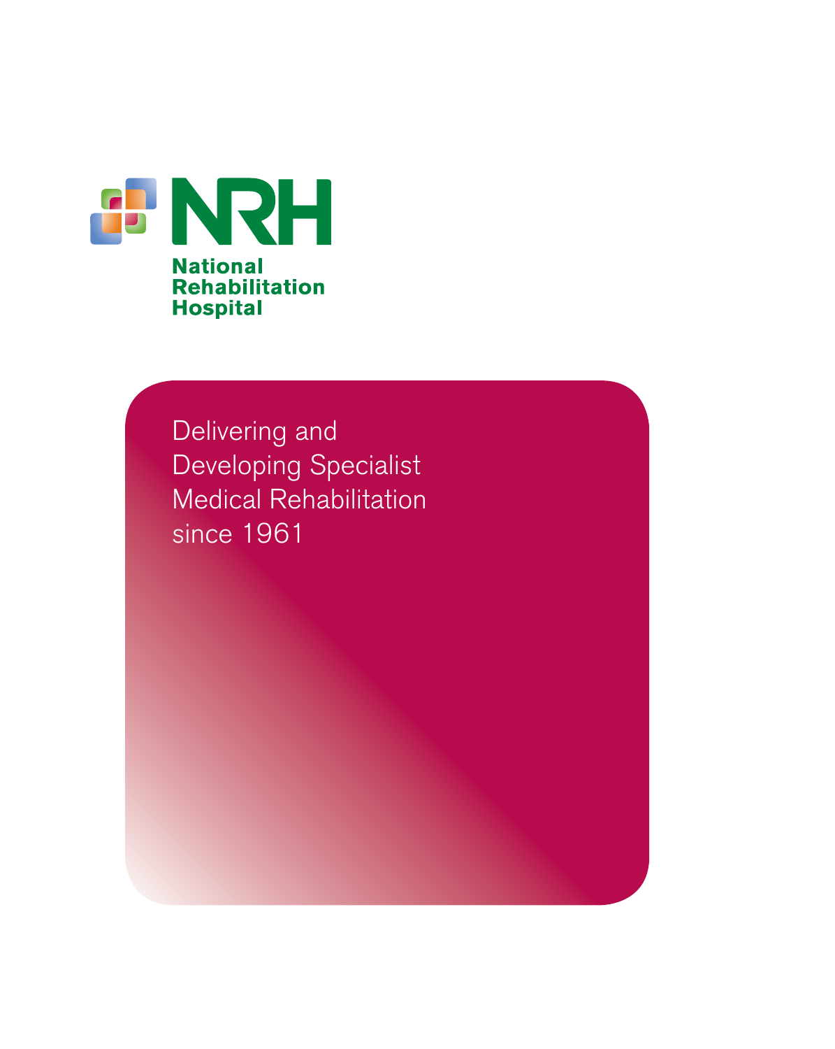**NRH**

**National Rehabilitation Hospital**

Delivering and Developing Specialist Medical Rehabilitation since 1961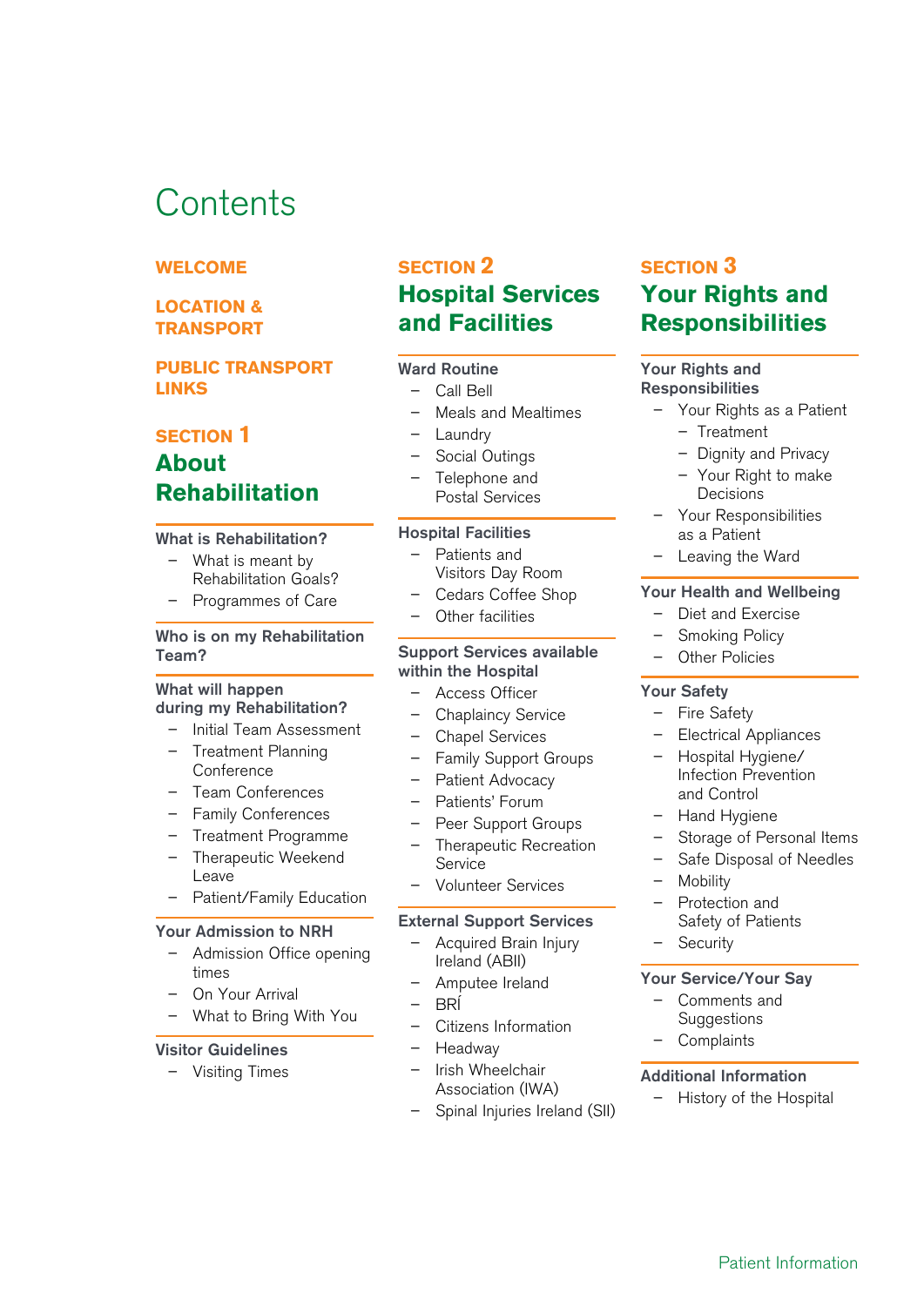# Contents

**WELCOME**

**LOCATION & TRANSPORT**

**PUBLIC TRANSPORT LINKS**

## SECTION 1 About Rehabilitation

**What is Rehabilitation?**

- What is meant by Rehabilitation Goals?
- Programmes of Care

**Who is on my Rehabilitation Team?**

**What will happen during my Rehabilitation?**

- Initial Team Assessment
- Treatment Planning Conference
- Team Conferences
- Family Conferences
- Treatment Programme
- Therapeutic Weekend Leave
- Patient/Family Education

**Your Admission to NRH**

- Admission Office opening times
- On Your Arrival
- What to Bring With You

**Visitor Guidelines**

- Visiting Times

## SECTION 2 Hospital Services and Facilities

**Ward Routine**

- Call Bell
- Meals and Mealtimes
- Laundry
- Social Outings
- Telephone and Postal Services

**Hospital Facilities**

- Patients and Visitors Day Room
- Cedars Coffee Shop
- Other facilities

**Support Services available within the Hospital**

- Access Officer
- Chaplaincy Service
- Chapel Services
- Family Support Groups
- Patient Advocacy
- Patients' Forum
- Peer Support Groups
- Therapeutic Recreation Service
- Volunteer Services

**External Support Services**

- Acquired Brain Injury Ireland (ABII)
- Amputee Ireland
- BRÍ
- Citizens Information
- Headway
- Irish Wheelchair Association (IWA)
- Spinal Injuries Ireland (SII)

## SECTION 3 Your Rights and Responsibilities

**Your Rights and Responsibilities**

- Your Rights as a Patient
  - Treatment
  - Dignity and Privacy
  - Your Right to make Decisions
- Your Responsibilities as a Patient
- Leaving the Ward

**Your Health and Wellbeing**

- Diet and Exercise
- Smoking Policy
- Other Policies

**Your Safety**

- Fire Safety
- Electrical Appliances
- Hospital Hygiene/ Infection Prevention and Control
- Hand Hygiene
- Storage of Personal Items
- Safe Disposal of Needles
- Mobility
- Protection and Safety of Patients
- Security

**Your Service/Your Say**

- Comments and Suggestions
- Complaints

**Additional Information**

- History of the Hospital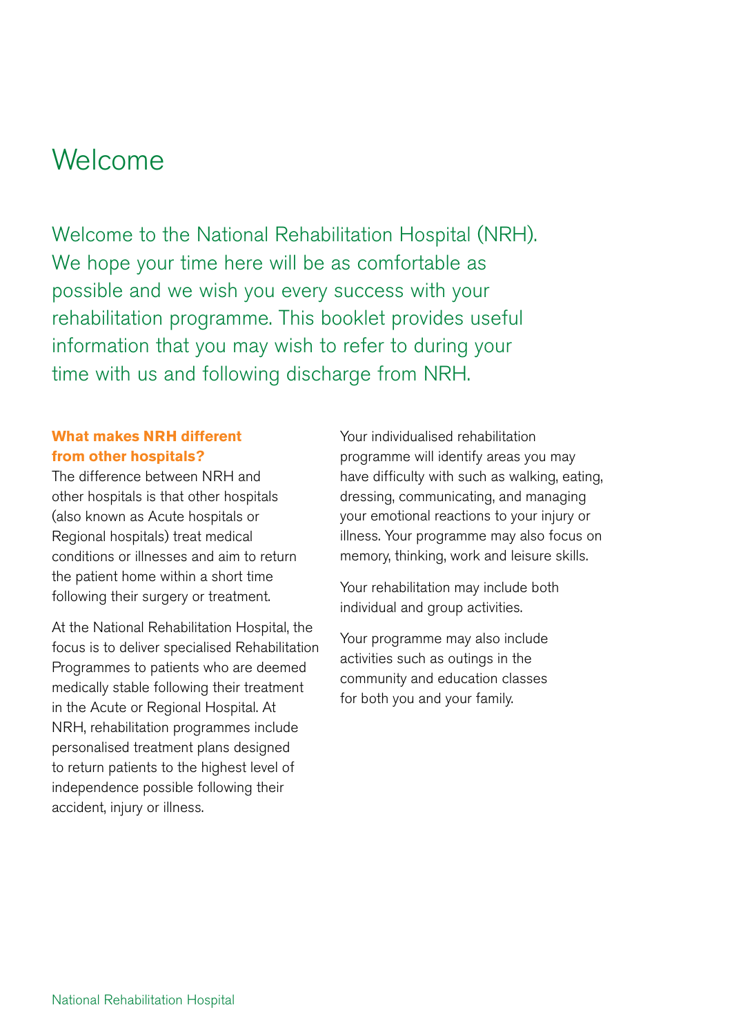# Welcome

Welcome to the National Rehabilitation Hospital (NRH). We hope your time here will be as comfortable as possible and we wish you every success with your rehabilitation programme. This booklet provides useful information that you may wish to refer to during your time with us and following discharge from NRH.

### What makes NRH different from other hospitals?

The difference between NRH and other hospitals is that other hospitals (also known as Acute hospitals or Regional hospitals) treat medical conditions or illnesses and aim to return the patient home within a short time following their surgery or treatment.

At the National Rehabilitation Hospital, the focus is to deliver specialised Rehabilitation Programmes to patients who are deemed medically stable following their treatment in the Acute or Regional Hospital. At NRH, rehabilitation programmes include personalised treatment plans designed to return patients to the highest level of independence possible following their accident, injury or illness.

Your individualised rehabilitation programme will identify areas you may have difficulty with such as walking, eating, dressing, communicating, and managing your emotional reactions to your injury or illness. Your programme may also focus on memory, thinking, work and leisure skills.

Your rehabilitation may include both individual and group activities.

Your programme may also include activities such as outings in the community and education classes for both you and your family.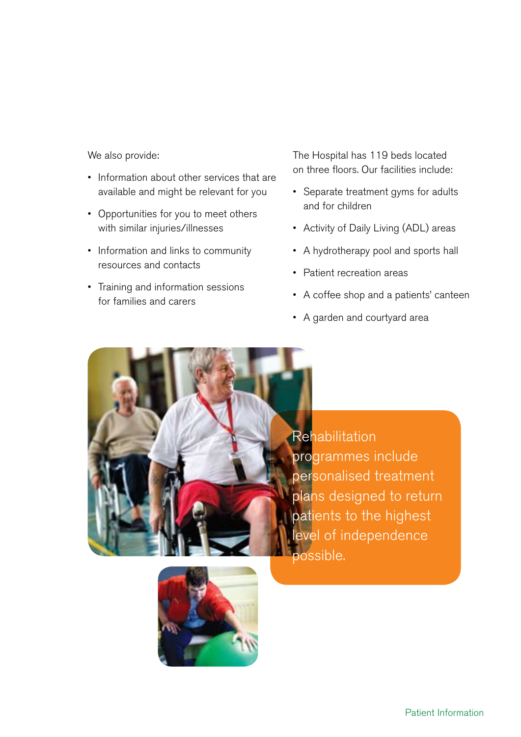We also provide:

- Information about other services that are available and might be relevant for you
- Opportunities for you to meet others with similar injuries/illnesses
- Information and links to community resources and contacts
- Training and information sessions for families and carers

The Hospital has 119 beds located on three floors. Our facilities include:

- Separate treatment gyms for adults and for children
- Activity of Daily Living (ADL) areas
- A hydrotherapy pool and sports hall
- Patient recreation areas
- A coffee shop and a patients' canteen
- A garden and courtyard area

Rehabilitation programmes include personalised treatment plans designed to return patients to the highest level of independence possible.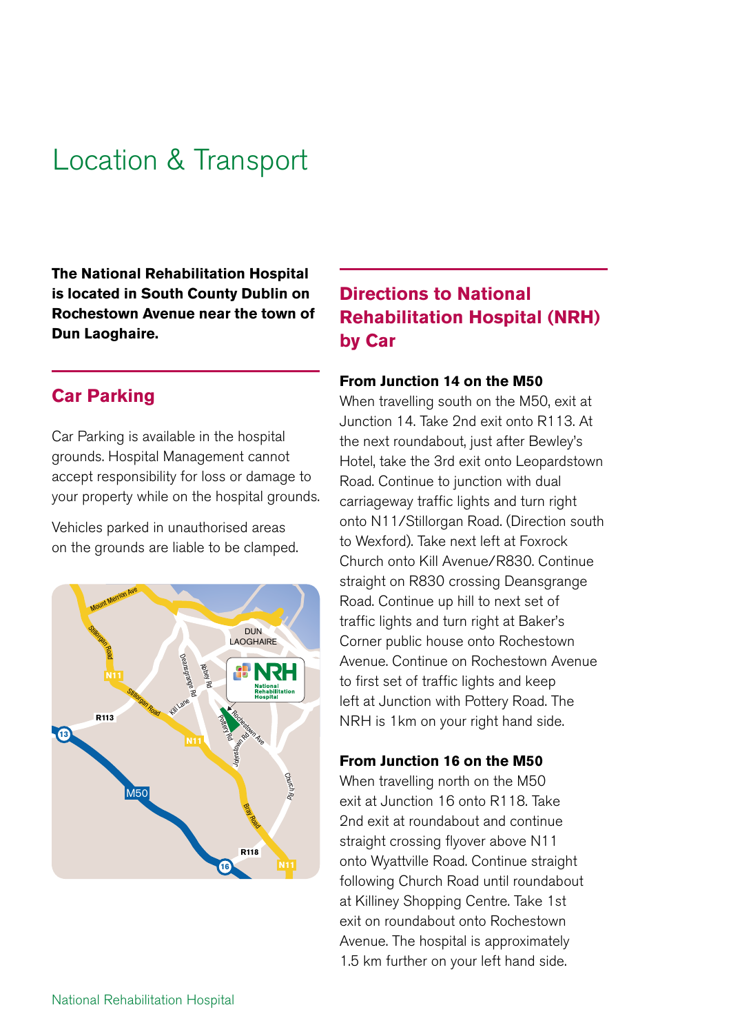# Location & Transport

**The National Rehabilitation Hospital is located in South County Dublin on Rochestown Avenue near the town of Dun Laoghaire.**

## Car Parking

Car Parking is available in the hospital grounds. Hospital Management cannot accept responsibility for loss or damage to your property while on the hospital grounds.

Vehicles parked in unauthorised areas on the grounds are liable to be clamped.

## Directions to National Rehabilitation Hospital (NRH) by Car

**From Junction 14 on the M50**

When travelling south on the M50, exit at Junction 14. Take 2nd exit onto R113. At the next roundabout, just after Bewley's Hotel, take the 3rd exit onto Leopardstown Road. Continue to junction with dual carriageway traffic lights and turn right onto N11/Stillorgan Road. (Direction south to Wexford). Take next left at Foxrock Church onto Kill Avenue/R830. Continue straight on R830 crossing Deansgrange Road. Continue up hill to next set of traffic lights and turn right at Baker's Corner public house onto Rochestown Avenue. Continue on Rochestown Avenue to first set of traffic lights and keep left at Junction with Pottery Road. The NRH is 1km on your right hand side.

**From Junction 16 on the M50**

When travelling north on the M50 exit at Junction 16 onto R118. Take 2nd exit at roundabout and continue straight crossing flyover above N11 onto Wyattville Road. Continue straight following Church Road until roundabout at Killiney Shopping Centre. Take 1st exit on roundabout onto Rochestown Avenue. The hospital is approximately 1.5 km further on your left hand side.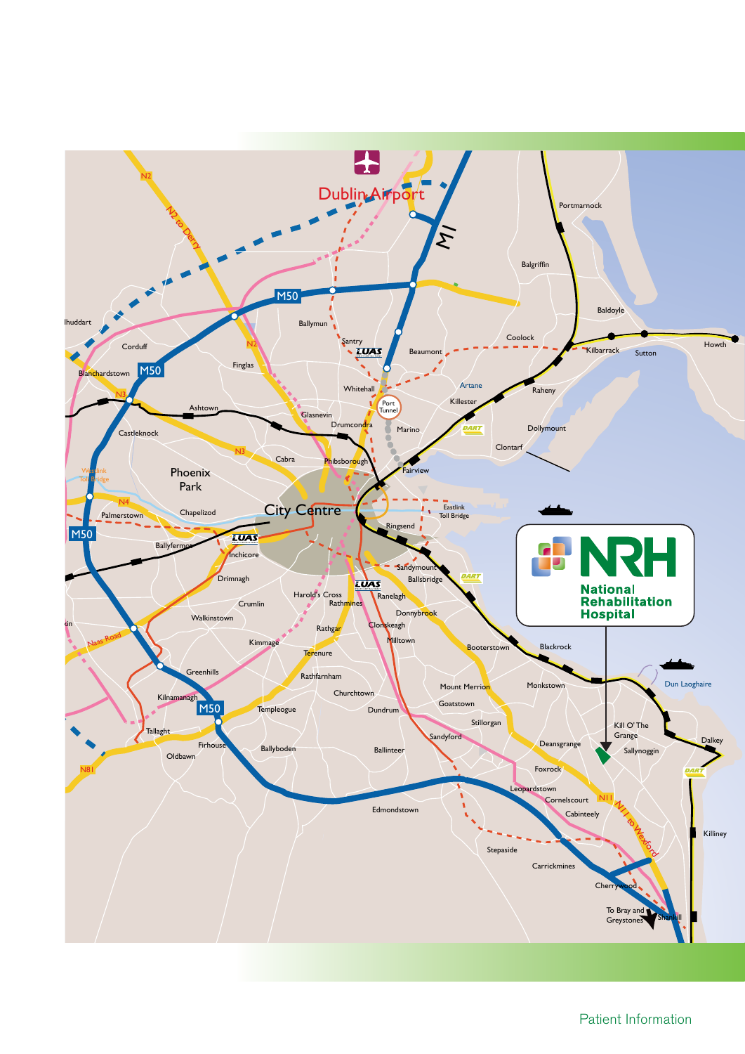**NRH**

**National Rehabilitation Hospital**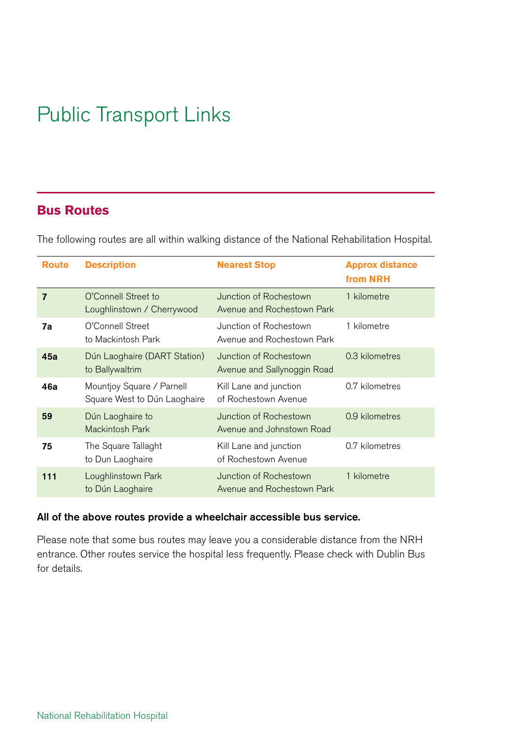# Public Transport Links

## Bus Routes

The following routes are all within walking distance of the National Rehabilitation Hospital.

| Route | Description | Nearest Stop | Approx distance from NRH |
|---|---|---|---|
| **7** | O'Connell Street to Loughlinstown / Cherrywood | Junction of Rochestown Avenue and Rochestown Park | 1 kilometre |
| **7a** | O'Connell Street to Mackintosh Park | Junction of Rochestown Avenue and Rochestown Park | 1 kilometre |
| **45a** | Dún Laoghaire (DART Station) to Ballywaltrim | Junction of Rochestown Avenue and Sallynoggin Road | 0.3 kilometres |
| **46a** | Mountjoy Square / Parnell Square West to Dún Laoghaire | Kill Lane and junction of Rochestown Avenue | 0.7 kilometres |
| **59** | Dún Laoghaire to Mackintosh Park | Junction of Rochestown Avenue and Johnstown Road | 0.9 kilometres |
| **75** | The Square Tallaght to Dun Laoghaire | Kill Lane and junction of Rochestown Avenue | 0.7 kilometres |
| **111** | Loughlinstown Park to Dún Laoghaire | Junction of Rochestown Avenue and Rochestown Park | 1 kilometre |

**All of the above routes provide a wheelchair accessible bus service.**

Please note that some bus routes may leave you a considerable distance from the NRH entrance. Other routes service the hospital less frequently. Please check with Dublin Bus for details.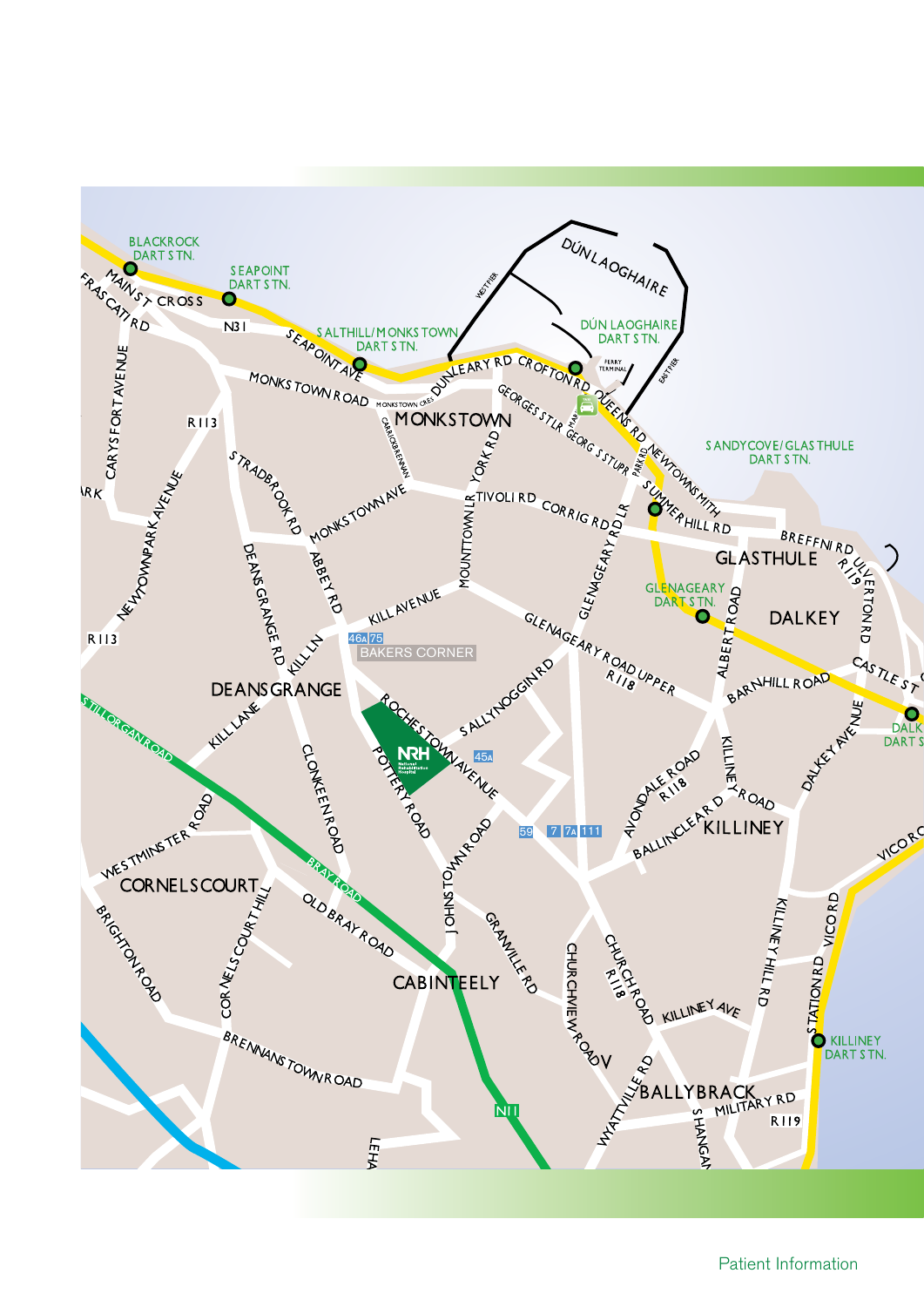BLACKROCK DART STN.

SEAPOINT DART STN.

SALTHILL/MONKSTOWN DART STN.

DÚN LAOGHAIRE

DÚN LAOGHAIRE DART STN.

FERRY TERMINAL

WEST PIER

EAST PIER

SANDYCOVE/GLASTHULE DART STN.

GLENAGEARY DART STN.

DALKEY DART STN.

KILLINEY DART STN.

MAIN ST

CROSS

FRASCATI RD

N31

SEAPOINT AVE

MONKSTOWN ROAD

MONKSTOWN CRES

DUNLEARY RD

CROFTON RD

GEORGES ST LR

GEORGES ST UPR

MARINE

QUEENS RD

PARK RD

NEWTOWNSMITH

SUMMERHILL RD

MONKSTOWN

CARRICKBRENNAN

YORK RD

TIVOLI RD

CORRIG RD

GLENAGEARY RD LR

BREFFNI RD

ULVERTON RD

R119

GLASTHULE

DALKEY

CASTLE ST

R113

CARYSFORT AVENUE

NEWTOWNPARK AVENUE

STRADBROOK RD

MONKSTOWN AVE

ABBEY RD

MOUNTTOWN LR

KILL AVENUE

46A 75

BAKERS CORNER

KILL LN

DEANSGRANGE RD

DEANSGRANGE

GLENAGEARY ROAD UPPER

R118

ALBERT ROAD

BARNHILL ROAD

DALKEY AVENUE

SALLYNOGGIN RD

ROCHESTOWN AVENUE

45A

NRH National Rehabilitation Hospital

POTTERY ROAD

STILLORGAN ROAD

KILL LANE

CLONKEEN ROAD

AVONDALE ROAD

R118

KILLINEY ROAD

BALLINCLEA RD

KILLINEY

VICO RD

59

7 7A 111

WESTMINSTER ROAD

CORNELSCOURT

BRAY ROAD

OLD BRAY ROAD

JOHNSTOWN ROAD

CORNELSCOURT HILL

BRIGHTON ROAD

CABINTEELY

GRANVILLE RD

CHURCHVIEW ROAD

CHURCH ROAD

R118

KILLINEY AVE

KILLINEY HILL RD

VICO RD

STATION RD

BRENNANSTOWN ROAD

N11

WYATTVILLE RD

BALLYBRACK

MILITARY RD

R119

SHANGAN

LEHA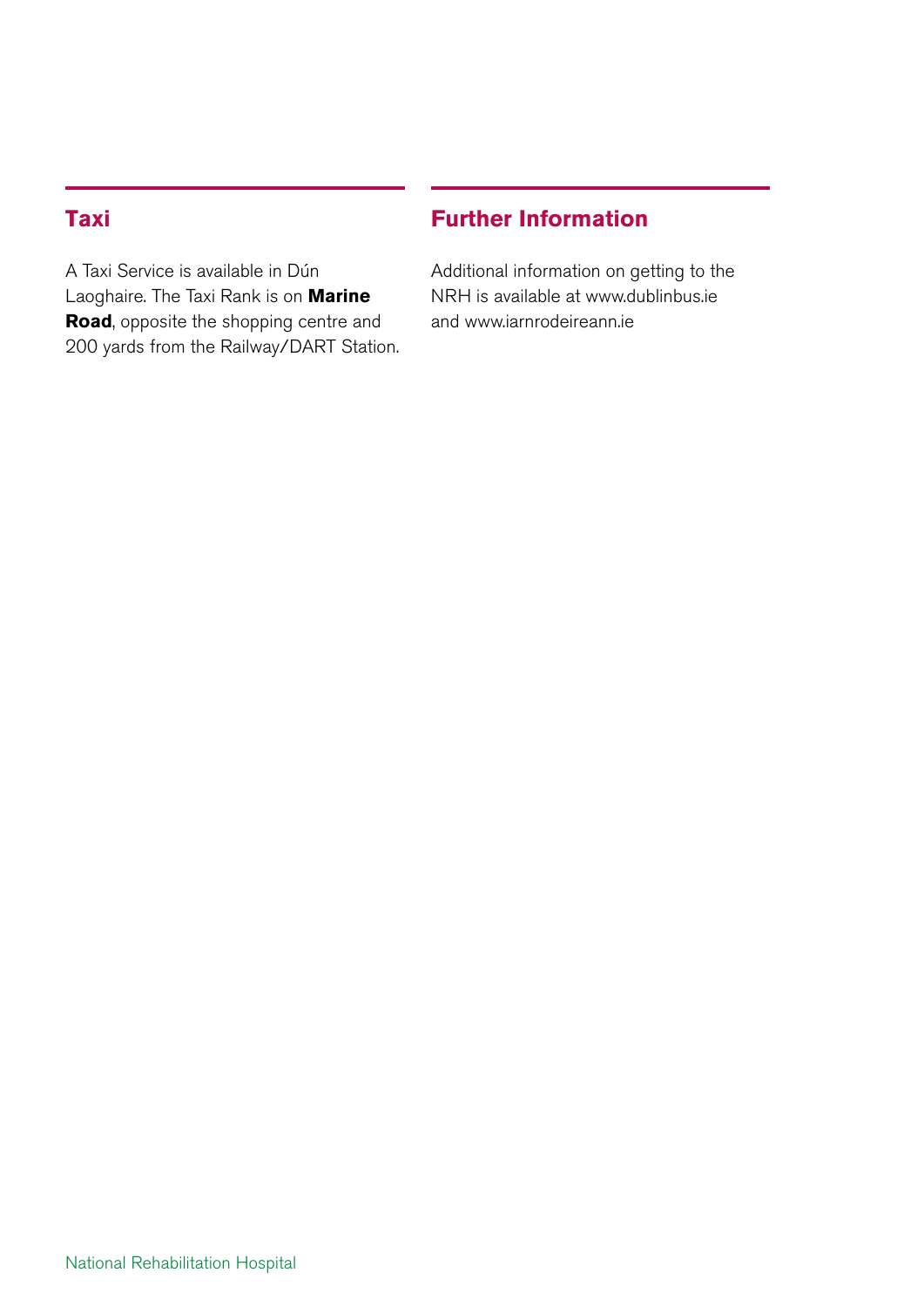## Taxi

A Taxi Service is available in Dún Laoghaire. The Taxi Rank is on **Marine Road**, opposite the shopping centre and 200 yards from the Railway/DART Station.

## Further Information

Additional information on getting to the NRH is available at www.dublinbus.ie and www.iarnrodeireann.ie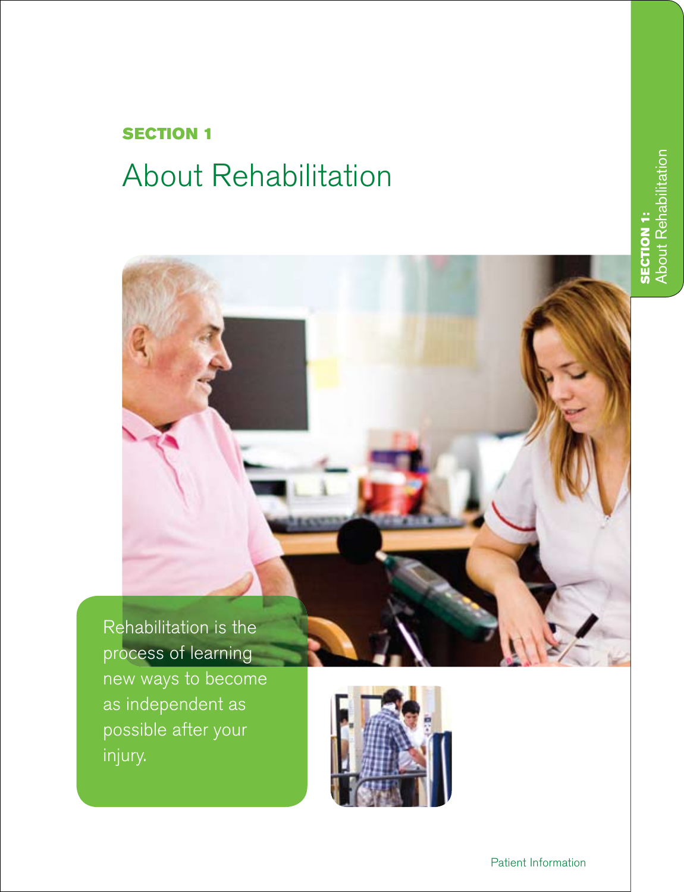**SECTION 1**

# About Rehabilitation

Rehabilitation is the process of learning new ways to become as independent as possible after your injury.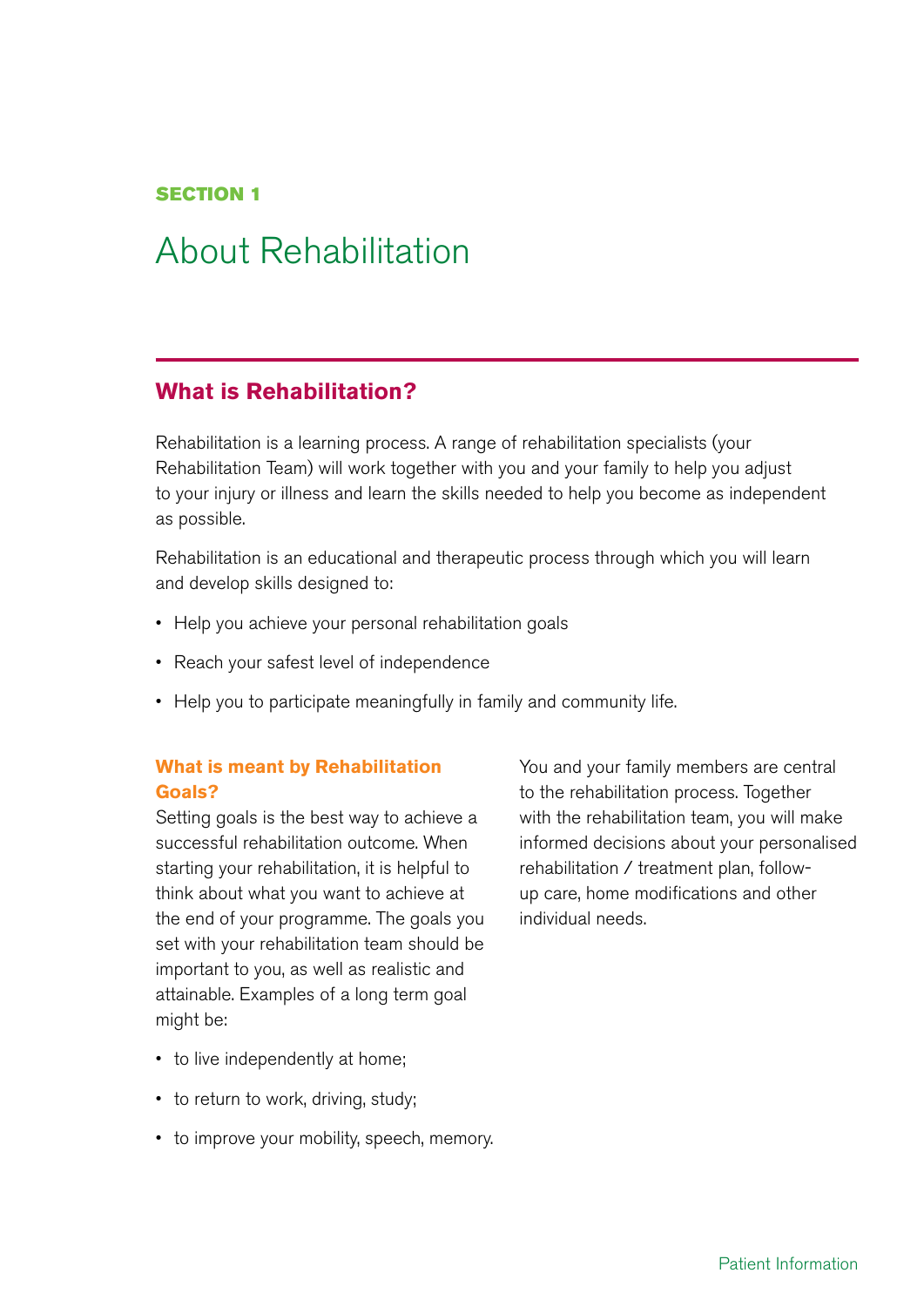**SECTION 1**

# About Rehabilitation

## What is Rehabilitation?

Rehabilitation is a learning process. A range of rehabilitation specialists (your Rehabilitation Team) will work together with you and your family to help you adjust to your injury or illness and learn the skills needed to help you become as independent as possible.

Rehabilitation is an educational and therapeutic process through which you will learn and develop skills designed to:

- Help you achieve your personal rehabilitation goals
- Reach your safest level of independence
- Help you to participate meaningfully in family and community life.

### What is meant by Rehabilitation Goals?

Setting goals is the best way to achieve a successful rehabilitation outcome. When starting your rehabilitation, it is helpful to think about what you want to achieve at the end of your programme. The goals you set with your rehabilitation team should be important to you, as well as realistic and attainable. Examples of a long term goal might be:

- to live independently at home;
- to return to work, driving, study;
- to improve your mobility, speech, memory.

You and your family members are central to the rehabilitation process. Together with the rehabilitation team, you will make informed decisions about your personalised rehabilitation / treatment plan, follow-up care, home modifications and other individual needs.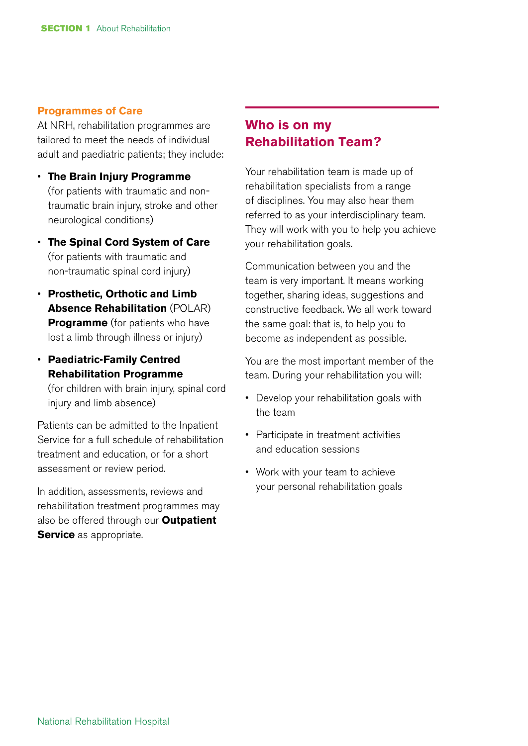### Programmes of Care

At NRH, rehabilitation programmes are tailored to meet the needs of individual adult and paediatric patients; they include:

- **The Brain Injury Programme** (for patients with traumatic and non-traumatic brain injury, stroke and other neurological conditions)
- **The Spinal Cord System of Care** (for patients with traumatic and non-traumatic spinal cord injury)
- **Prosthetic, Orthotic and Limb Absence Rehabilitation** (POLAR) **Programme** (for patients who have lost a limb through illness or injury)
- **Paediatric-Family Centred Rehabilitation Programme** (for children with brain injury, spinal cord injury and limb absence)

Patients can be admitted to the Inpatient Service for a full schedule of rehabilitation treatment and education, or for a short assessment or review period.

In addition, assessments, reviews and rehabilitation treatment programmes may also be offered through our **Outpatient Service** as appropriate.

## Who is on my Rehabilitation Team?

Your rehabilitation team is made up of rehabilitation specialists from a range of disciplines. You may also hear them referred to as your interdisciplinary team. They will work with you to help you achieve your rehabilitation goals.

Communication between you and the team is very important. It means working together, sharing ideas, suggestions and constructive feedback. We all work toward the same goal: that is, to help you to become as independent as possible.

You are the most important member of the team. During your rehabilitation you will:

- Develop your rehabilitation goals with the team
- Participate in treatment activities and education sessions
- Work with your team to achieve your personal rehabilitation goals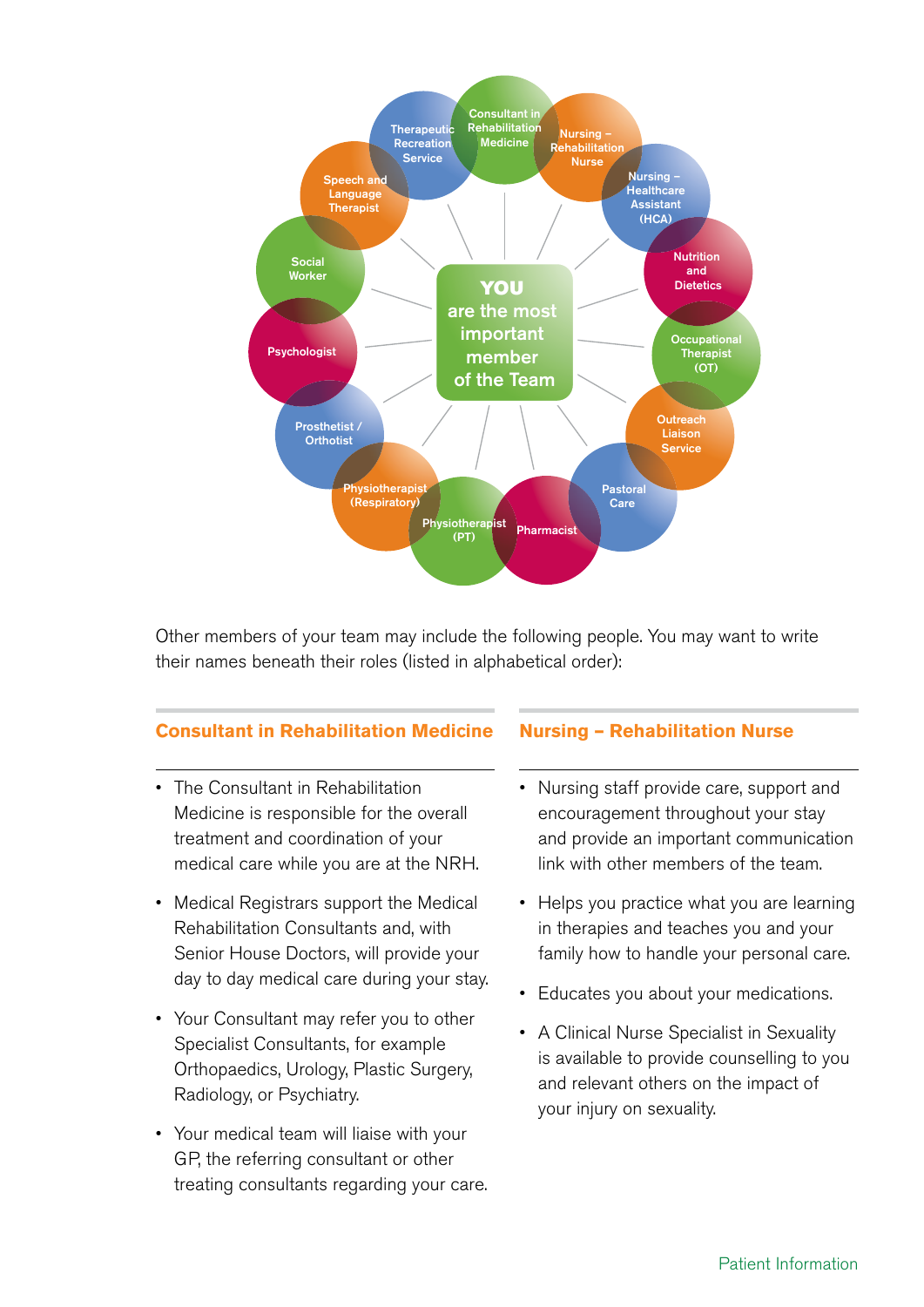YOU are the most important member of the Team

Consultant in Rehabilitation Medicine
Nursing – Rehabilitation Nurse
Nursing – Healthcare Assistant (HCA)
Nutrition and Dietetics
Occupational Therapist (OT)
Outreach Liaison Service
Pastoral Care
Pharmacist
Physiotherapist (PT)
Physiotherapist (Respiratory)
Prosthetist / Orthotist
Psychologist
Social Worker
Speech and Language Therapist
Therapeutic Recreation Service

Other members of your team may include the following people. You may want to write their names beneath their roles (listed in alphabetical order):

## Consultant in Rehabilitation Medicine

- The Consultant in Rehabilitation Medicine is responsible for the overall treatment and coordination of your medical care while you are at the NRH.
- Medical Registrars support the Medical Rehabilitation Consultants and, with Senior House Doctors, will provide your day to day medical care during your stay.
- Your Consultant may refer you to other Specialist Consultants, for example Orthopaedics, Urology, Plastic Surgery, Radiology, or Psychiatry.
- Your medical team will liaise with your GP, the referring consultant or other treating consultants regarding your care.

## Nursing – Rehabilitation Nurse

- Nursing staff provide care, support and encouragement throughout your stay and provide an important communication link with other members of the team.
- Helps you practice what you are learning in therapies and teaches you and your family how to handle your personal care.
- Educates you about your medications.
- A Clinical Nurse Specialist in Sexuality is available to provide counselling to you and relevant others on the impact of your injury on sexuality.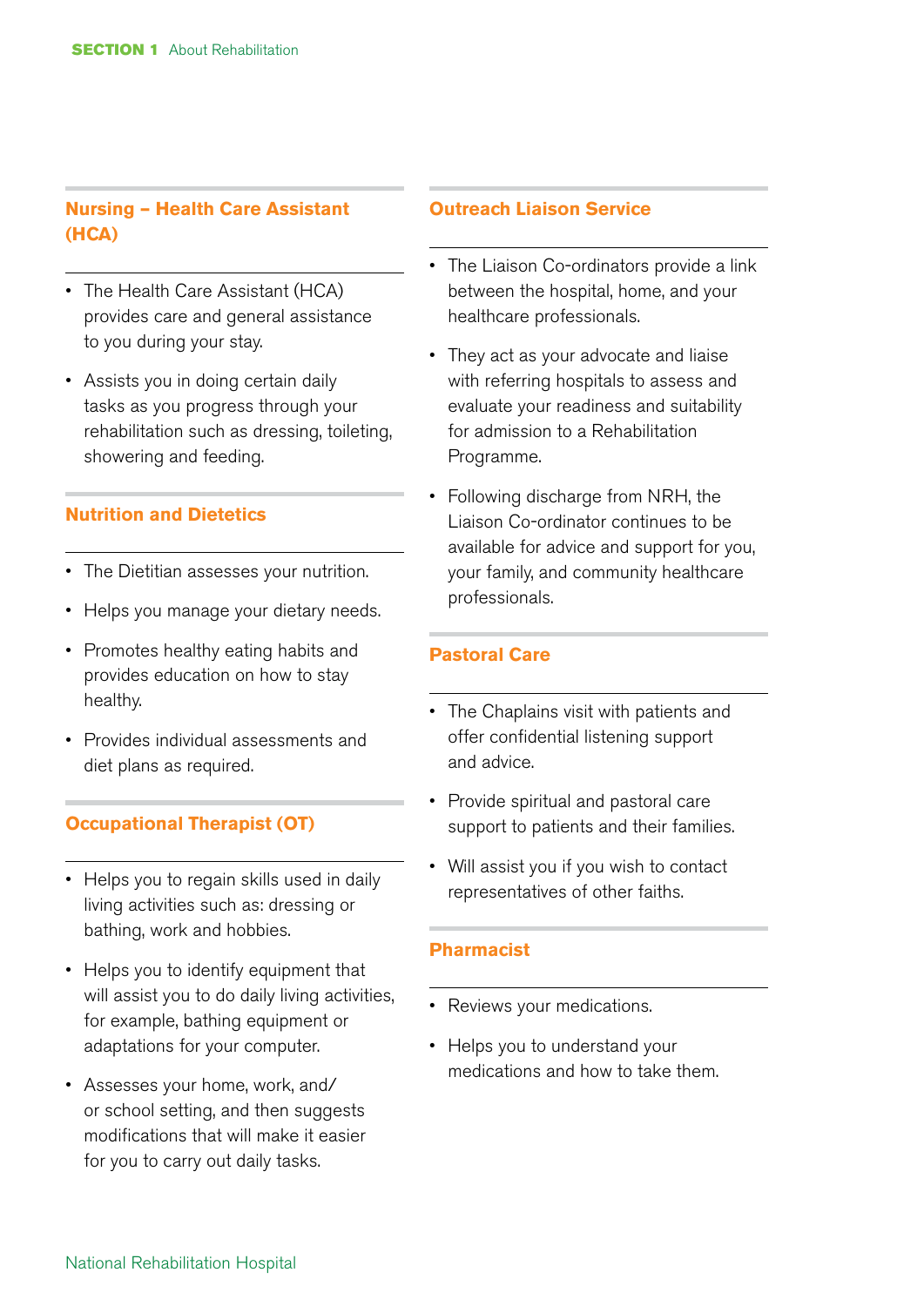## Nursing – Health Care Assistant (HCA)

- The Health Care Assistant (HCA) provides care and general assistance to you during your stay.
- Assists you in doing certain daily tasks as you progress through your rehabilitation such as dressing, toileting, showering and feeding.

## Nutrition and Dietetics

- The Dietitian assesses your nutrition.
- Helps you manage your dietary needs.
- Promotes healthy eating habits and provides education on how to stay healthy.
- Provides individual assessments and diet plans as required.

## Occupational Therapist (OT)

- Helps you to regain skills used in daily living activities such as: dressing or bathing, work and hobbies.
- Helps you to identify equipment that will assist you to do daily living activities, for example, bathing equipment or adaptations for your computer.
- Assesses your home, work, and/or school setting, and then suggests modifications that will make it easier for you to carry out daily tasks.

## Outreach Liaison Service

- The Liaison Co-ordinators provide a link between the hospital, home, and your healthcare professionals.
- They act as your advocate and liaise with referring hospitals to assess and evaluate your readiness and suitability for admission to a Rehabilitation Programme.
- Following discharge from NRH, the Liaison Co-ordinator continues to be available for advice and support for you, your family, and community healthcare professionals.

## Pastoral Care

- The Chaplains visit with patients and offer confidential listening support and advice.
- Provide spiritual and pastoral care support to patients and their families.
- Will assist you if you wish to contact representatives of other faiths.

## Pharmacist

- Reviews your medications.
- Helps you to understand your medications and how to take them.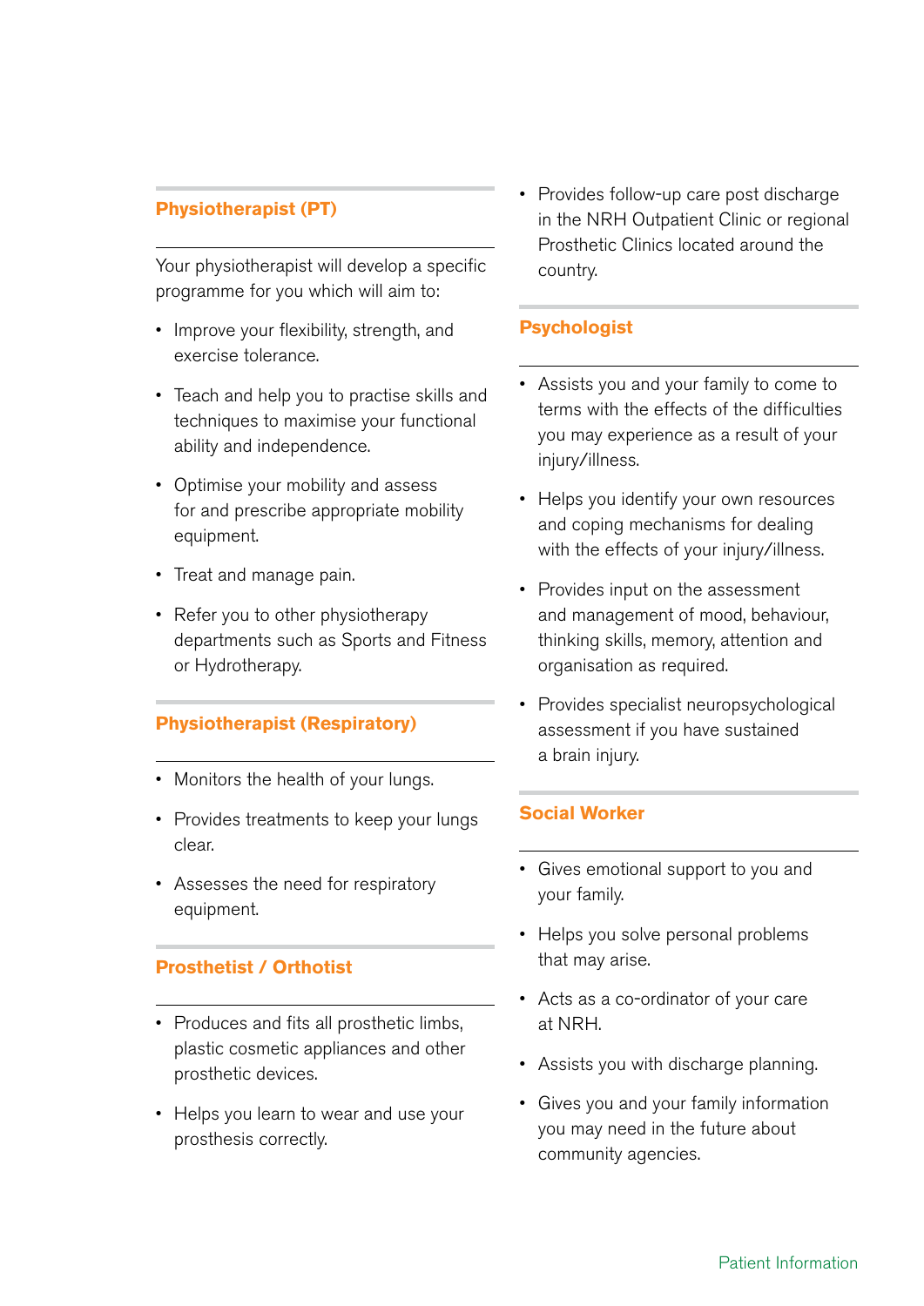## Physiotherapist (PT)

Your physiotherapist will develop a specific programme for you which will aim to:

- Improve your flexibility, strength, and exercise tolerance.
- Teach and help you to practise skills and techniques to maximise your functional ability and independence.
- Optimise your mobility and assess for and prescribe appropriate mobility equipment.
- Treat and manage pain.
- Refer you to other physiotherapy departments such as Sports and Fitness or Hydrotherapy.

## Physiotherapist (Respiratory)

- Monitors the health of your lungs.
- Provides treatments to keep your lungs clear.
- Assesses the need for respiratory equipment.

## Prosthetist / Orthotist

- Produces and fits all prosthetic limbs, plastic cosmetic appliances and other prosthetic devices.
- Helps you learn to wear and use your prosthesis correctly.
- Provides follow-up care post discharge in the NRH Outpatient Clinic or regional Prosthetic Clinics located around the country.

## Psychologist

- Assists you and your family to come to terms with the effects of the difficulties you may experience as a result of your injury/illness.
- Helps you identify your own resources and coping mechanisms for dealing with the effects of your injury/illness.
- Provides input on the assessment and management of mood, behaviour, thinking skills, memory, attention and organisation as required.
- Provides specialist neuropsychological assessment if you have sustained a brain injury.

## Social Worker

- Gives emotional support to you and your family.
- Helps you solve personal problems that may arise.
- Acts as a co-ordinator of your care at NRH.
- Assists you with discharge planning.
- Gives you and your family information you may need in the future about community agencies.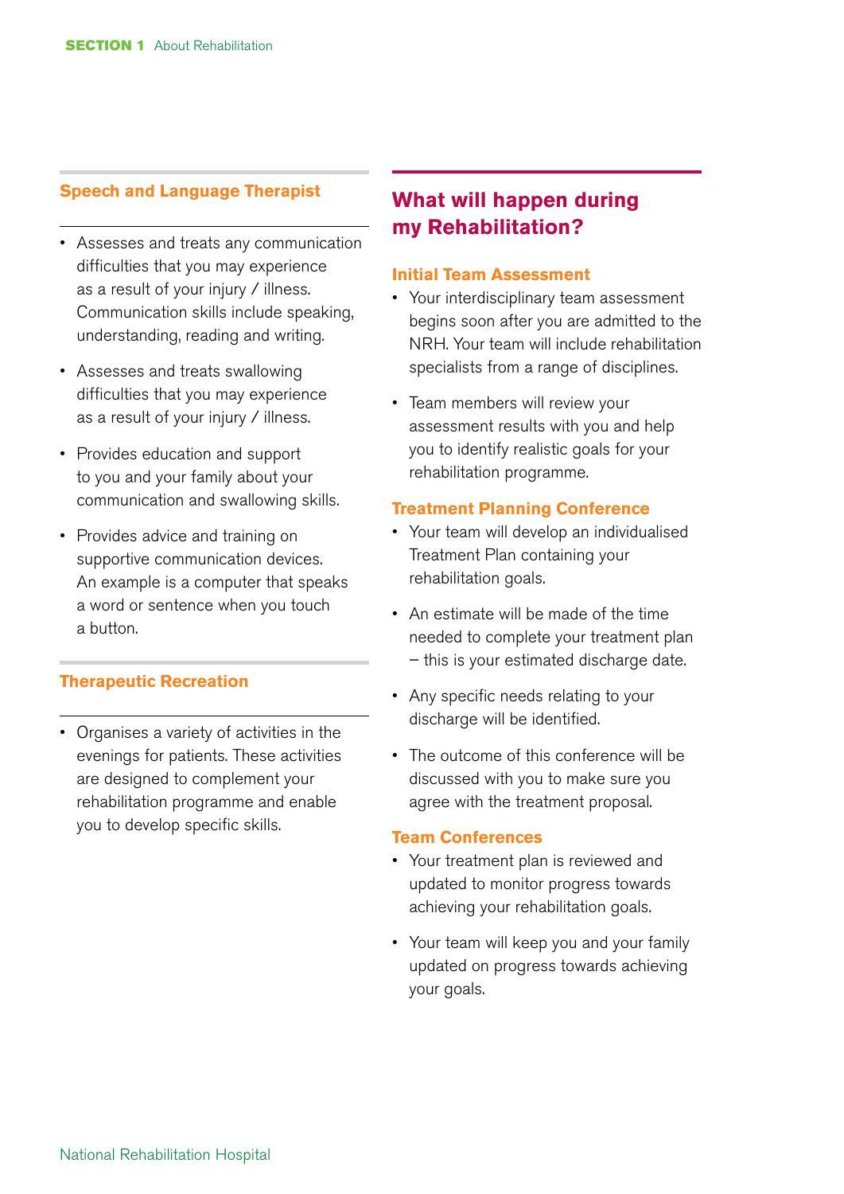### Speech and Language Therapist

- Assesses and treats any communication difficulties that you may experience as a result of your injury / illness. Communication skills include speaking, understanding, reading and writing.
- Assesses and treats swallowing difficulties that you may experience as a result of your injury / illness.
- Provides education and support to you and your family about your communication and swallowing skills.
- Provides advice and training on supportive communication devices. An example is a computer that speaks a word or sentence when you touch a button.

### Therapeutic Recreation

- Organises a variety of activities in the evenings for patients. These activities are designed to complement your rehabilitation programme and enable you to develop specific skills.

## What will happen during my Rehabilitation?

### Initial Team Assessment

- Your interdisciplinary team assessment begins soon after you are admitted to the NRH. Your team will include rehabilitation specialists from a range of disciplines.
- Team members will review your assessment results with you and help you to identify realistic goals for your rehabilitation programme.

### Treatment Planning Conference

- Your team will develop an individualised Treatment Plan containing your rehabilitation goals.
- An estimate will be made of the time needed to complete your treatment plan – this is your estimated discharge date.
- Any specific needs relating to your discharge will be identified.
- The outcome of this conference will be discussed with you to make sure you agree with the treatment proposal.

### Team Conferences

- Your treatment plan is reviewed and updated to monitor progress towards achieving your rehabilitation goals.
- Your team will keep you and your family updated on progress towards achieving your goals.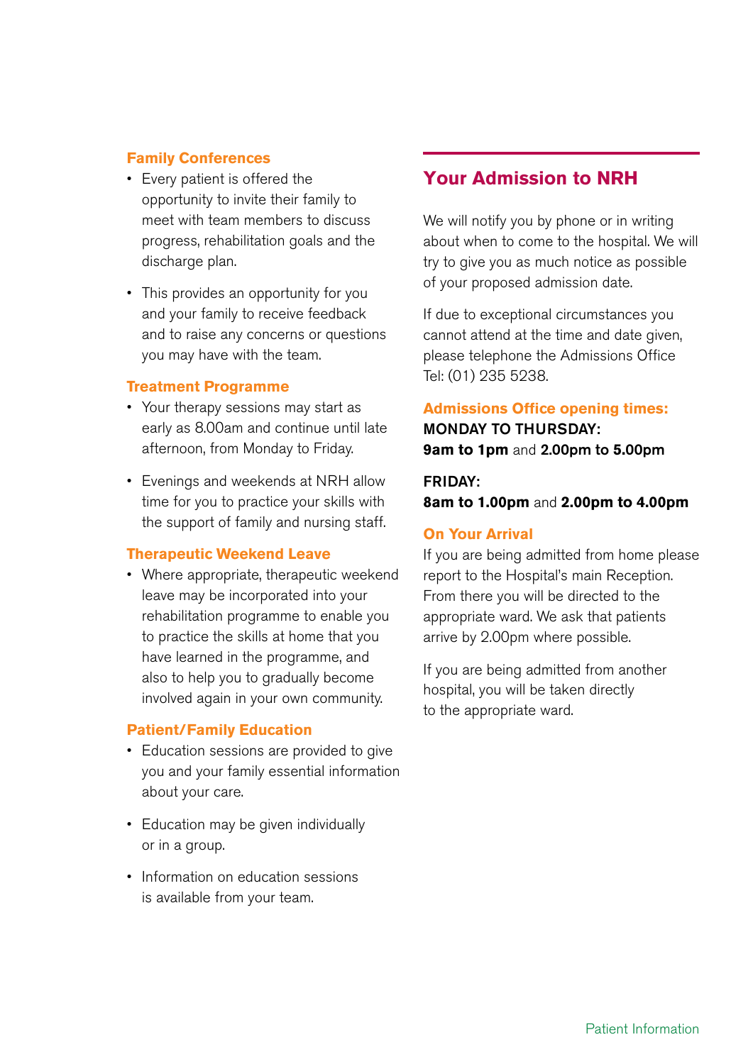### Family Conferences

- Every patient is offered the opportunity to invite their family to meet with team members to discuss progress, rehabilitation goals and the discharge plan.
- This provides an opportunity for you and your family to receive feedback and to raise any concerns or questions you may have with the team.

### Treatment Programme

- Your therapy sessions may start as early as 8.00am and continue until late afternoon, from Monday to Friday.
- Evenings and weekends at NRH allow time for you to practice your skills with the support of family and nursing staff.

### Therapeutic Weekend Leave

- Where appropriate, therapeutic weekend leave may be incorporated into your rehabilitation programme to enable you to practice the skills at home that you have learned in the programme, and also to help you to gradually become involved again in your own community.

### Patient/Family Education

- Education sessions are provided to give you and your family essential information about your care.
- Education may be given individually or in a group.
- Information on education sessions is available from your team.

## Your Admission to NRH

We will notify you by phone or in writing about when to come to the hospital. We will try to give you as much notice as possible of your proposed admission date.

If due to exceptional circumstances you cannot attend at the time and date given, please telephone the Admissions Office Tel: (01) 235 5238.

### Admissions Office opening times:

MONDAY TO THURSDAY:
**9am to 1pm** and **2.00pm to 5.00pm**

FRIDAY:
**8am to 1.00pm** and **2.00pm to 4.00pm**

### On Your Arrival

If you are being admitted from home please report to the Hospital's main Reception. From there you will be directed to the appropriate ward. We ask that patients arrive by 2.00pm where possible.

If you are being admitted from another hospital, you will be taken directly to the appropriate ward.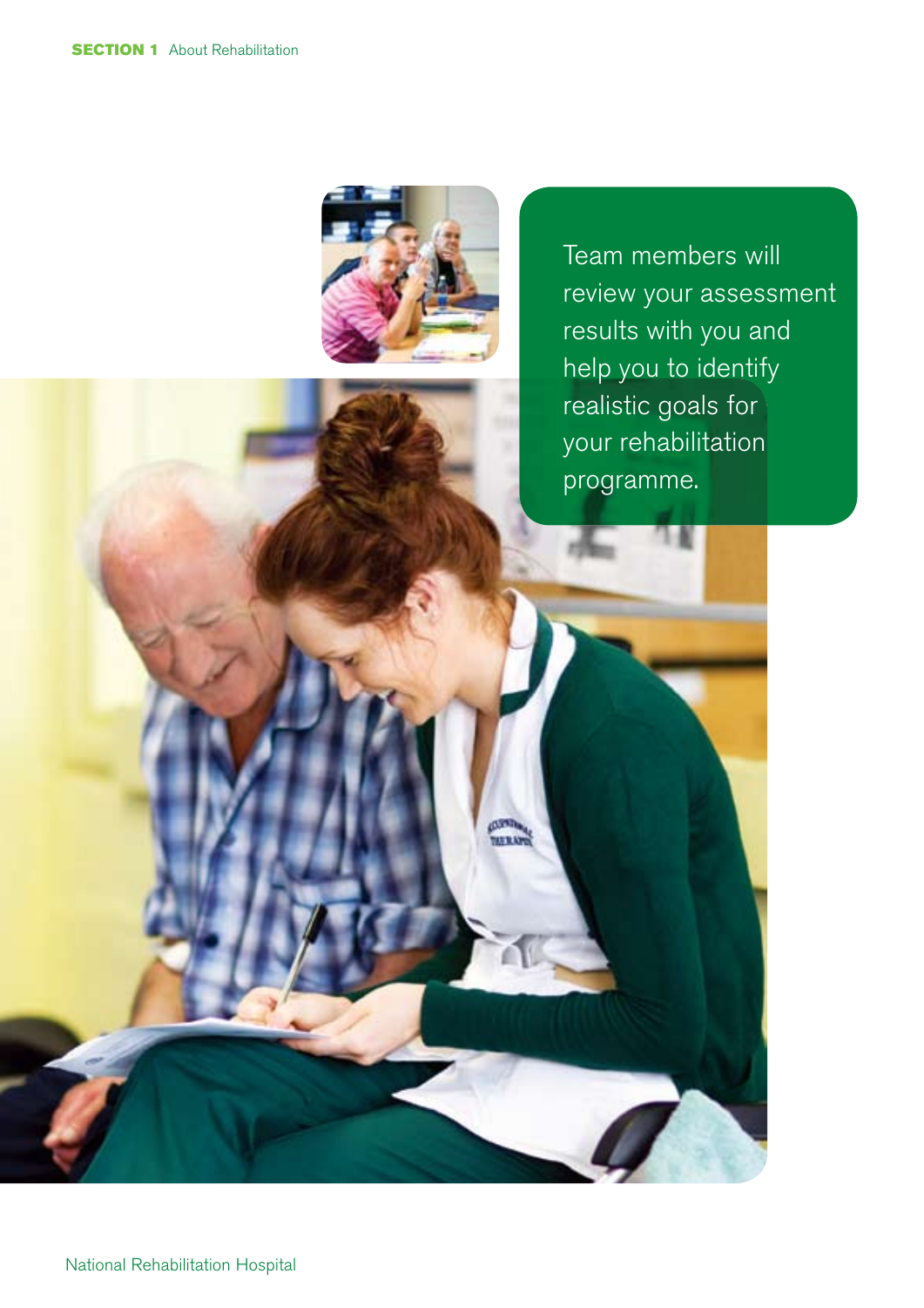Team members will review your assessment results with you and help you to identify realistic goals for your rehabilitation programme.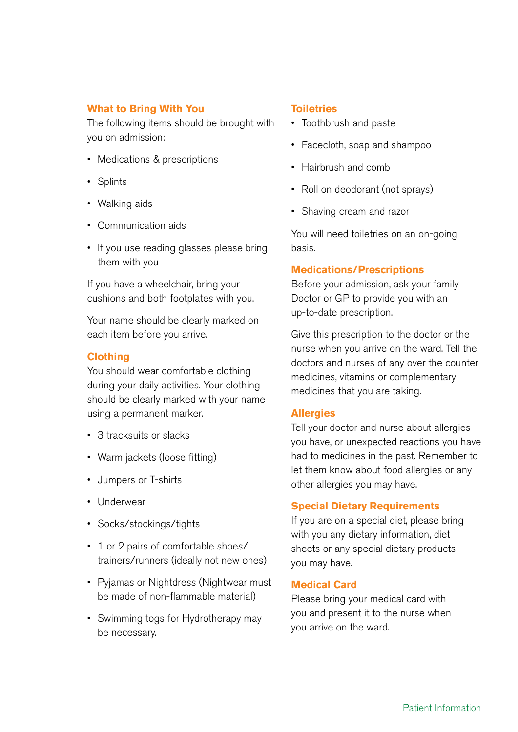## What to Bring With You

The following items should be brought with you on admission:

- Medications & prescriptions
- Splints
- Walking aids
- Communication aids
- If you use reading glasses please bring them with you

If you have a wheelchair, bring your cushions and both footplates with you.

Your name should be clearly marked on each item before you arrive.

## Clothing

You should wear comfortable clothing during your daily activities. Your clothing should be clearly marked with your name using a permanent marker.

- 3 tracksuits or slacks
- Warm jackets (loose fitting)
- Jumpers or T-shirts
- Underwear
- Socks/stockings/tights
- 1 or 2 pairs of comfortable shoes/ trainers/runners (ideally not new ones)
- Pyjamas or Nightdress (Nightwear must be made of non-flammable material)
- Swimming togs for Hydrotherapy may be necessary.

## Toiletries

- Toothbrush and paste
- Facecloth, soap and shampoo
- Hairbrush and comb
- Roll on deodorant (not sprays)
- Shaving cream and razor

You will need toiletries on an on-going basis.

## Medications/Prescriptions

Before your admission, ask your family Doctor or GP to provide you with an up-to-date prescription.

Give this prescription to the doctor or the nurse when you arrive on the ward. Tell the doctors and nurses of any over the counter medicines, vitamins or complementary medicines that you are taking.

## Allergies

Tell your doctor and nurse about allergies you have, or unexpected reactions you have had to medicines in the past. Remember to let them know about food allergies or any other allergies you may have.

## Special Dietary Requirements

If you are on a special diet, please bring with you any dietary information, diet sheets or any special dietary products you may have.

## Medical Card

Please bring your medical card with you and present it to the nurse when you arrive on the ward.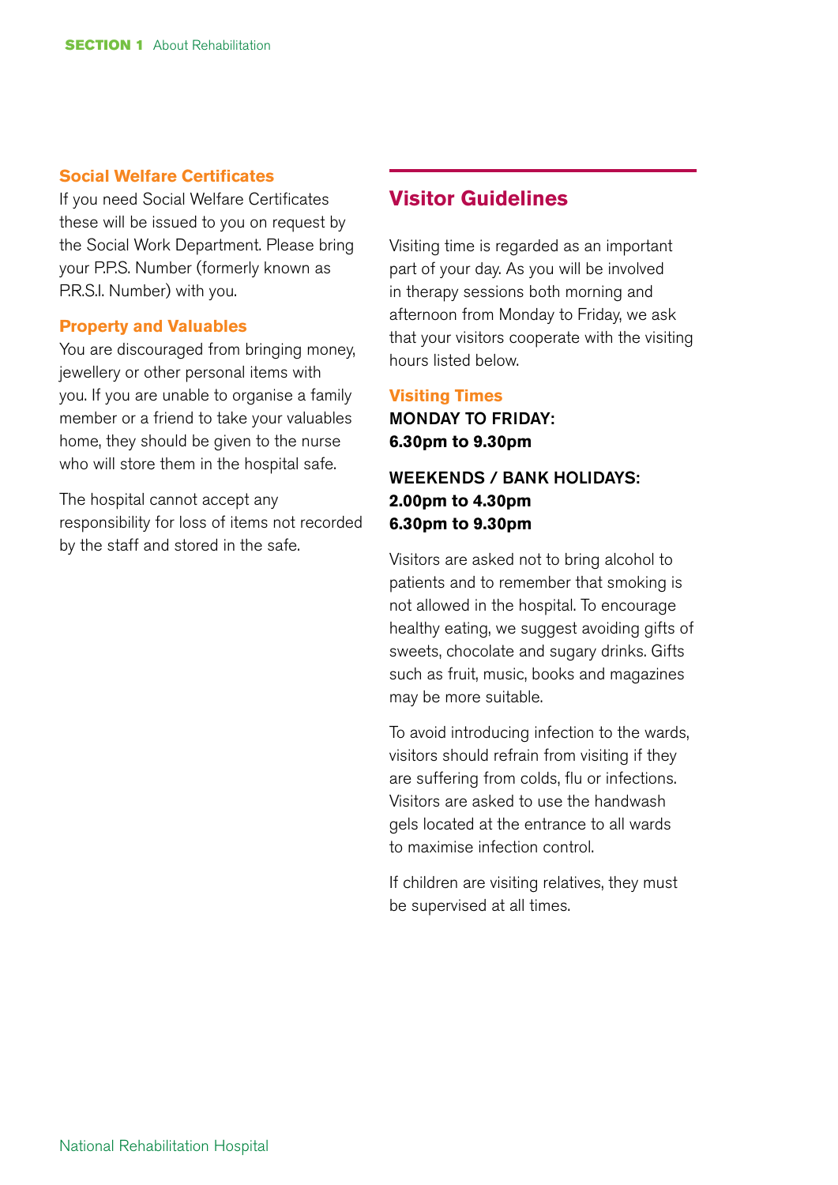### Social Welfare Certificates

If you need Social Welfare Certificates these will be issued to you on request by the Social Work Department. Please bring your P.P.S. Number (formerly known as P.R.S.I. Number) with you.

### Property and Valuables

You are discouraged from bringing money, jewellery or other personal items with you. If you are unable to organise a family member or a friend to take your valuables home, they should be given to the nurse who will store them in the hospital safe.

The hospital cannot accept any responsibility for loss of items not recorded by the staff and stored in the safe.

## Visitor Guidelines

Visiting time is regarded as an important part of your day. As you will be involved in therapy sessions both morning and afternoon from Monday to Friday, we ask that your visitors cooperate with the visiting hours listed below.

### Visiting Times

MONDAY TO FRIDAY:
**6.30pm to 9.30pm**

WEEKENDS / BANK HOLIDAYS:
**2.00pm to 4.30pm**
**6.30pm to 9.30pm**

Visitors are asked not to bring alcohol to patients and to remember that smoking is not allowed in the hospital. To encourage healthy eating, we suggest avoiding gifts of sweets, chocolate and sugary drinks. Gifts such as fruit, music, books and magazines may be more suitable.

To avoid introducing infection to the wards, visitors should refrain from visiting if they are suffering from colds, flu or infections. Visitors are asked to use the handwash gels located at the entrance to all wards to maximise infection control.

If children are visiting relatives, they must be supervised at all times.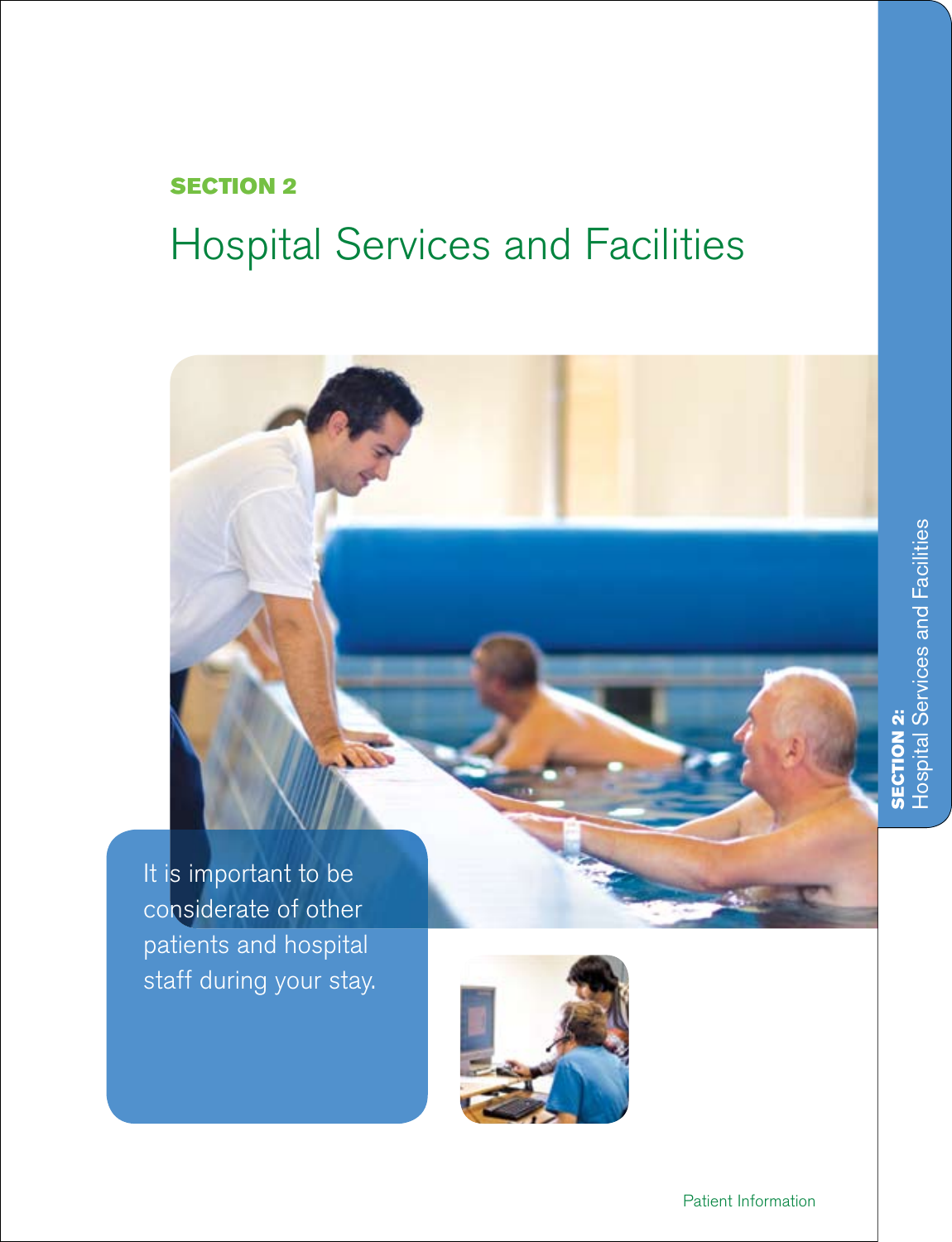**SECTION 2**

# Hospital Services and Facilities

It is important to be considerate of other patients and hospital staff during your stay.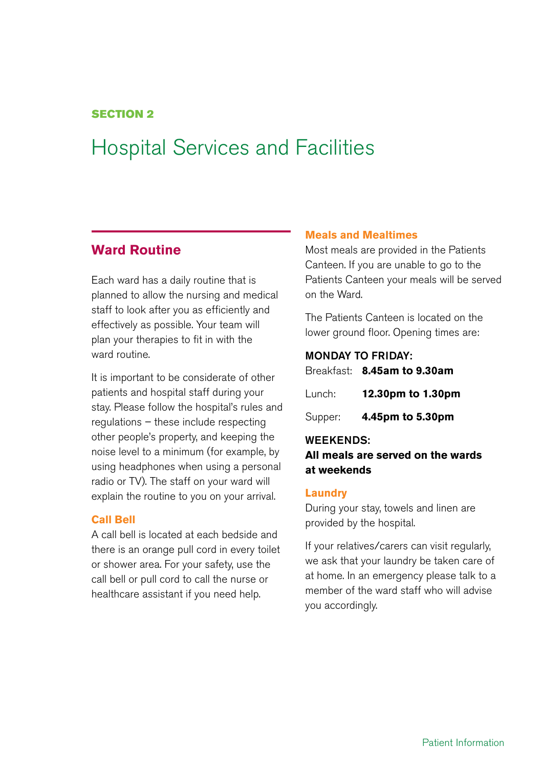**SECTION 2**

# Hospital Services and Facilities

## Ward Routine

Each ward has a daily routine that is planned to allow the nursing and medical staff to look after you as efficiently and effectively as possible. Your team will plan your therapies to fit in with the ward routine.

It is important to be considerate of other patients and hospital staff during your stay. Please follow the hospital's rules and regulations – these include respecting other people's property, and keeping the noise level to a minimum (for example, by using headphones when using a personal radio or TV). The staff on your ward will explain the routine to you on your arrival.

### Call Bell

A call bell is located at each bedside and there is an orange pull cord in every toilet or shower area. For your safety, use the call bell or pull cord to call the nurse or healthcare assistant if you need help.

### Meals and Mealtimes

Most meals are provided in the Patients Canteen. If you are unable to go to the Patients Canteen your meals will be served on the Ward.

The Patients Canteen is located on the lower ground floor. Opening times are:

**MONDAY TO FRIDAY:**

Breakfast: **8.45am to 9.30am**

Lunch: **12.30pm to 1.30pm**

Supper: **4.45pm to 5.30pm**

**WEEKENDS:**

**All meals are served on the wards at weekends**

### Laundry

During your stay, towels and linen are provided by the hospital.

If your relatives/carers can visit regularly, we ask that your laundry be taken care of at home. In an emergency please talk to a member of the ward staff who will advise you accordingly.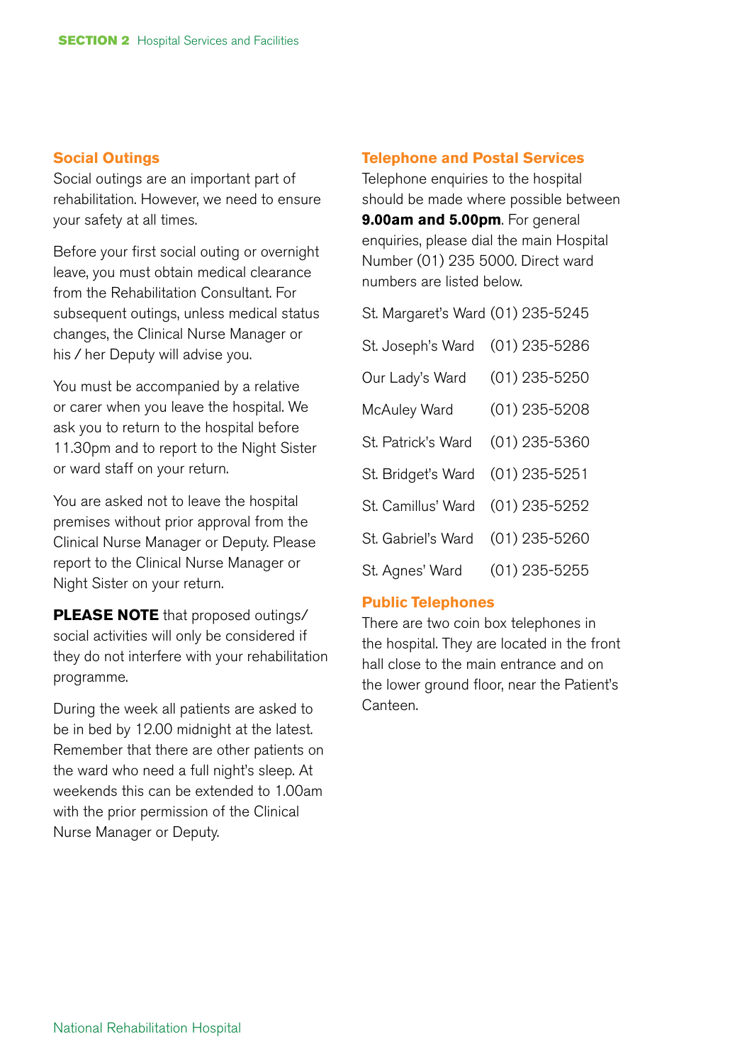## Social Outings

Social outings are an important part of rehabilitation. However, we need to ensure your safety at all times.

Before your first social outing or overnight leave, you must obtain medical clearance from the Rehabilitation Consultant. For subsequent outings, unless medical status changes, the Clinical Nurse Manager or his / her Deputy will advise you.

You must be accompanied by a relative or carer when you leave the hospital. We ask you to return to the hospital before 11.30pm and to report to the Night Sister or ward staff on your return.

You are asked not to leave the hospital premises without prior approval from the Clinical Nurse Manager or Deputy. Please report to the Clinical Nurse Manager or Night Sister on your return.

**PLEASE NOTE** that proposed outings/ social activities will only be considered if they do not interfere with your rehabilitation programme.

During the week all patients are asked to be in bed by 12.00 midnight at the latest. Remember that there are other patients on the ward who need a full night's sleep. At weekends this can be extended to 1.00am with the prior permission of the Clinical Nurse Manager or Deputy.

## Telephone and Postal Services

Telephone enquiries to the hospital should be made where possible between **9.00am and 5.00pm**. For general enquiries, please dial the main Hospital Number (01) 235 5000. Direct ward numbers are listed below.

| Ward | Number |
|---|---|
| St. Margaret's Ward | (01) 235-5245 |
| St. Joseph's Ward | (01) 235-5286 |
| Our Lady's Ward | (01) 235-5250 |
| McAuley Ward | (01) 235-5208 |
| St. Patrick's Ward | (01) 235-5360 |
| St. Bridget's Ward | (01) 235-5251 |
| St. Camillus' Ward | (01) 235-5252 |
| St. Gabriel's Ward | (01) 235-5260 |
| St. Agnes' Ward | (01) 235-5255 |

## Public Telephones

There are two coin box telephones in the hospital. They are located in the front hall close to the main entrance and on the lower ground floor, near the Patient's Canteen.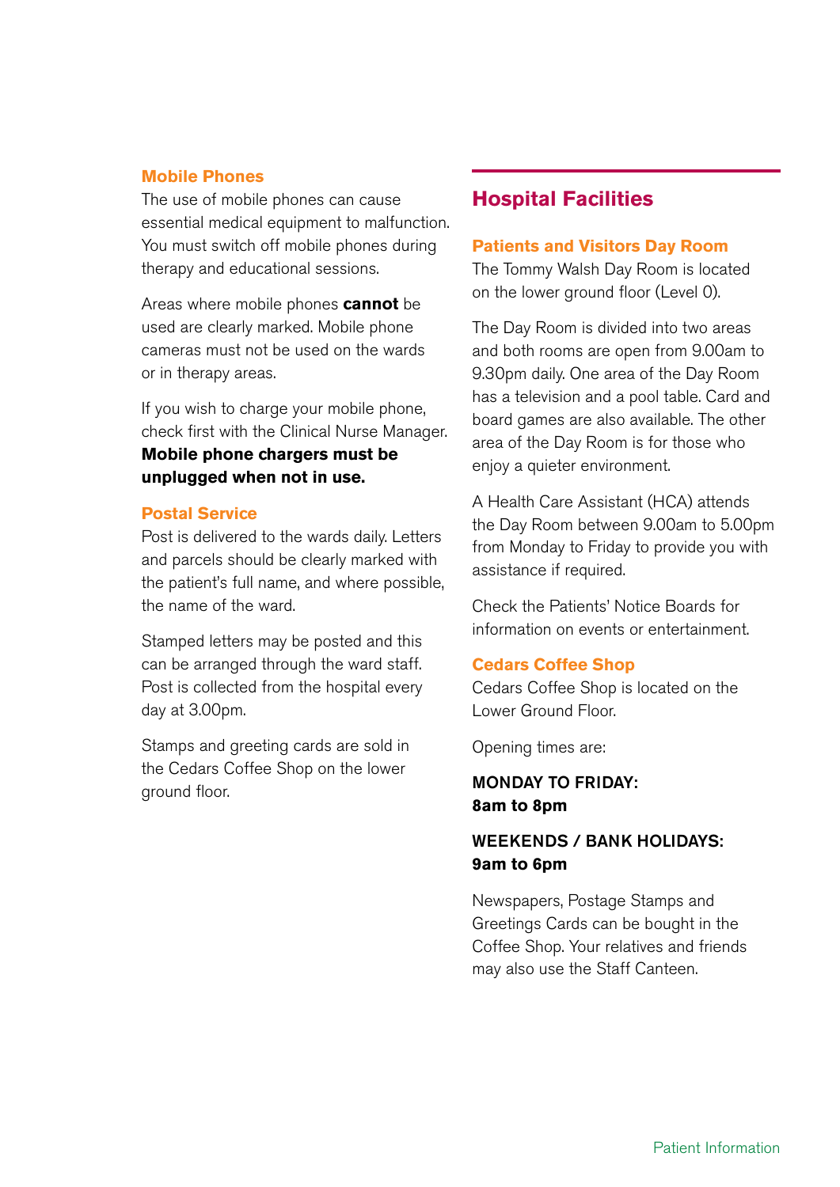### Mobile Phones

The use of mobile phones can cause essential medical equipment to malfunction. You must switch off mobile phones during therapy and educational sessions.

Areas where mobile phones **cannot** be used are clearly marked. Mobile phone cameras must not be used on the wards or in therapy areas.

If you wish to charge your mobile phone, check first with the Clinical Nurse Manager. **Mobile phone chargers must be unplugged when not in use.**

### Postal Service

Post is delivered to the wards daily. Letters and parcels should be clearly marked with the patient's full name, and where possible, the name of the ward.

Stamped letters may be posted and this can be arranged through the ward staff. Post is collected from the hospital every day at 3.00pm.

Stamps and greeting cards are sold in the Cedars Coffee Shop on the lower ground floor.

## Hospital Facilities

### Patients and Visitors Day Room

The Tommy Walsh Day Room is located on the lower ground floor (Level 0).

The Day Room is divided into two areas and both rooms are open from 9.00am to 9.30pm daily. One area of the Day Room has a television and a pool table. Card and board games are also available. The other area of the Day Room is for those who enjoy a quieter environment.

A Health Care Assistant (HCA) attends the Day Room between 9.00am to 5.00pm from Monday to Friday to provide you with assistance if required.

Check the Patients' Notice Boards for information on events or entertainment.

### Cedars Coffee Shop

Cedars Coffee Shop is located on the Lower Ground Floor.

Opening times are:

MONDAY TO FRIDAY:
**8am to 8pm**

WEEKENDS / BANK HOLIDAYS:
**9am to 6pm**

Newspapers, Postage Stamps and Greetings Cards can be bought in the Coffee Shop. Your relatives and friends may also use the Staff Canteen.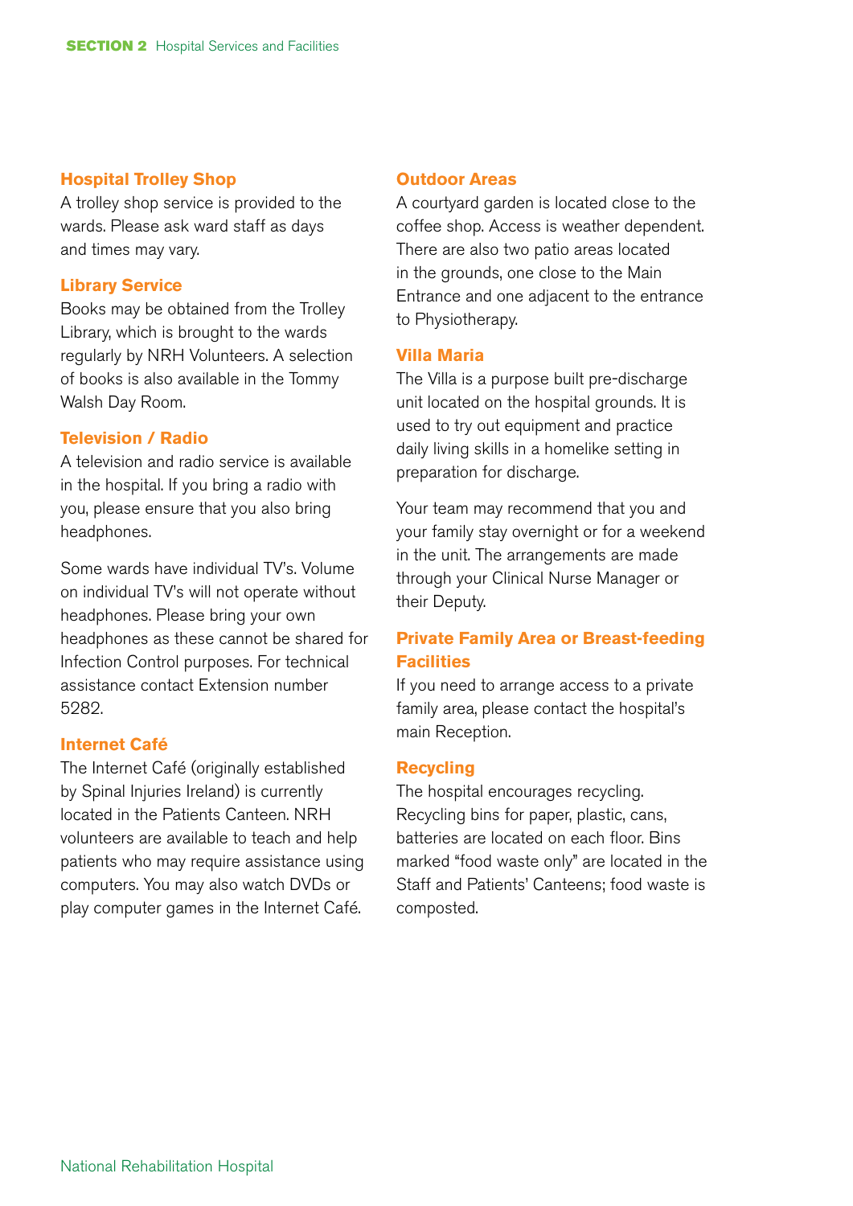### Hospital Trolley Shop

A trolley shop service is provided to the wards. Please ask ward staff as days and times may vary.

### Library Service

Books may be obtained from the Trolley Library, which is brought to the wards regularly by NRH Volunteers. A selection of books is also available in the Tommy Walsh Day Room.

### Television / Radio

A television and radio service is available in the hospital. If you bring a radio with you, please ensure that you also bring headphones.

Some wards have individual TV's. Volume on individual TV's will not operate without headphones. Please bring your own headphones as these cannot be shared for Infection Control purposes. For technical assistance contact Extension number 5282.

### Internet Café

The Internet Café (originally established by Spinal Injuries Ireland) is currently located in the Patients Canteen. NRH volunteers are available to teach and help patients who may require assistance using computers. You may also watch DVDs or play computer games in the Internet Café.

### Outdoor Areas

A courtyard garden is located close to the coffee shop. Access is weather dependent. There are also two patio areas located in the grounds, one close to the Main Entrance and one adjacent to the entrance to Physiotherapy.

### Villa Maria

The Villa is a purpose built pre-discharge unit located on the hospital grounds. It is used to try out equipment and practice daily living skills in a homelike setting in preparation for discharge.

Your team may recommend that you and your family stay overnight or for a weekend in the unit. The arrangements are made through your Clinical Nurse Manager or their Deputy.

### Private Family Area or Breast-feeding Facilities

If you need to arrange access to a private family area, please contact the hospital's main Reception.

### Recycling

The hospital encourages recycling. Recycling bins for paper, plastic, cans, batteries are located on each floor. Bins marked "food waste only" are located in the Staff and Patients' Canteens; food waste is composted.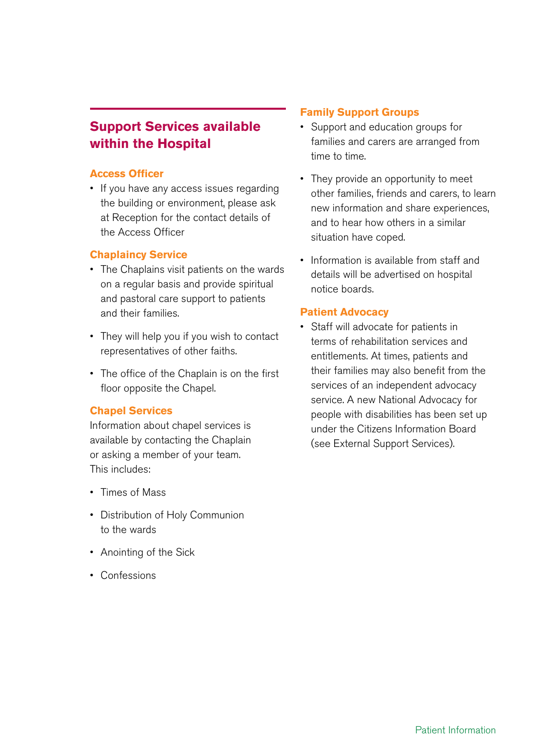## Support Services available within the Hospital

### Access Officer

- If you have any access issues regarding the building or environment, please ask at Reception for the contact details of the Access Officer

### Chaplaincy Service

- The Chaplains visit patients on the wards on a regular basis and provide spiritual and pastoral care support to patients and their families.
- They will help you if you wish to contact representatives of other faiths.
- The office of the Chaplain is on the first floor opposite the Chapel.

### Chapel Services

Information about chapel services is available by contacting the Chaplain or asking a member of your team. This includes:

- Times of Mass
- Distribution of Holy Communion to the wards
- Anointing of the Sick
- Confessions

### Family Support Groups

- Support and education groups for families and carers are arranged from time to time.
- They provide an opportunity to meet other families, friends and carers, to learn new information and share experiences, and to hear how others in a similar situation have coped.
- Information is available from staff and details will be advertised on hospital notice boards.

### Patient Advocacy

- Staff will advocate for patients in terms of rehabilitation services and entitlements. At times, patients and their families may also benefit from the services of an independent advocacy service. A new National Advocacy for people with disabilities has been set up under the Citizens Information Board (see External Support Services).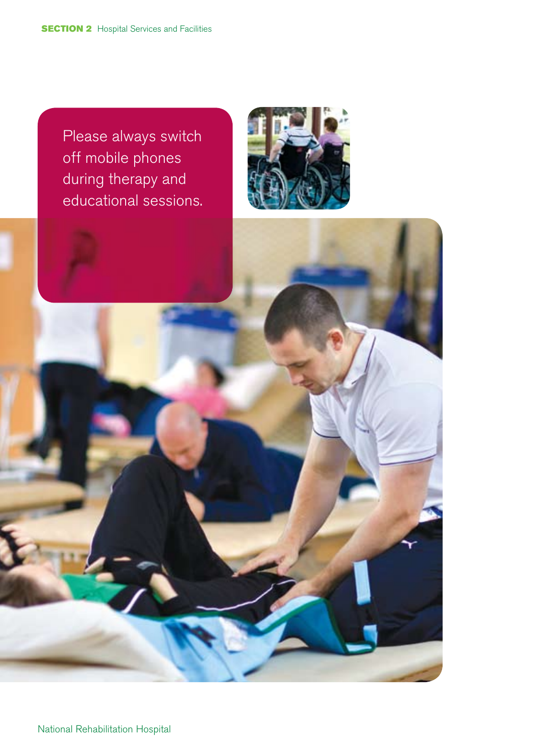Please always switch off mobile phones during therapy and educational sessions.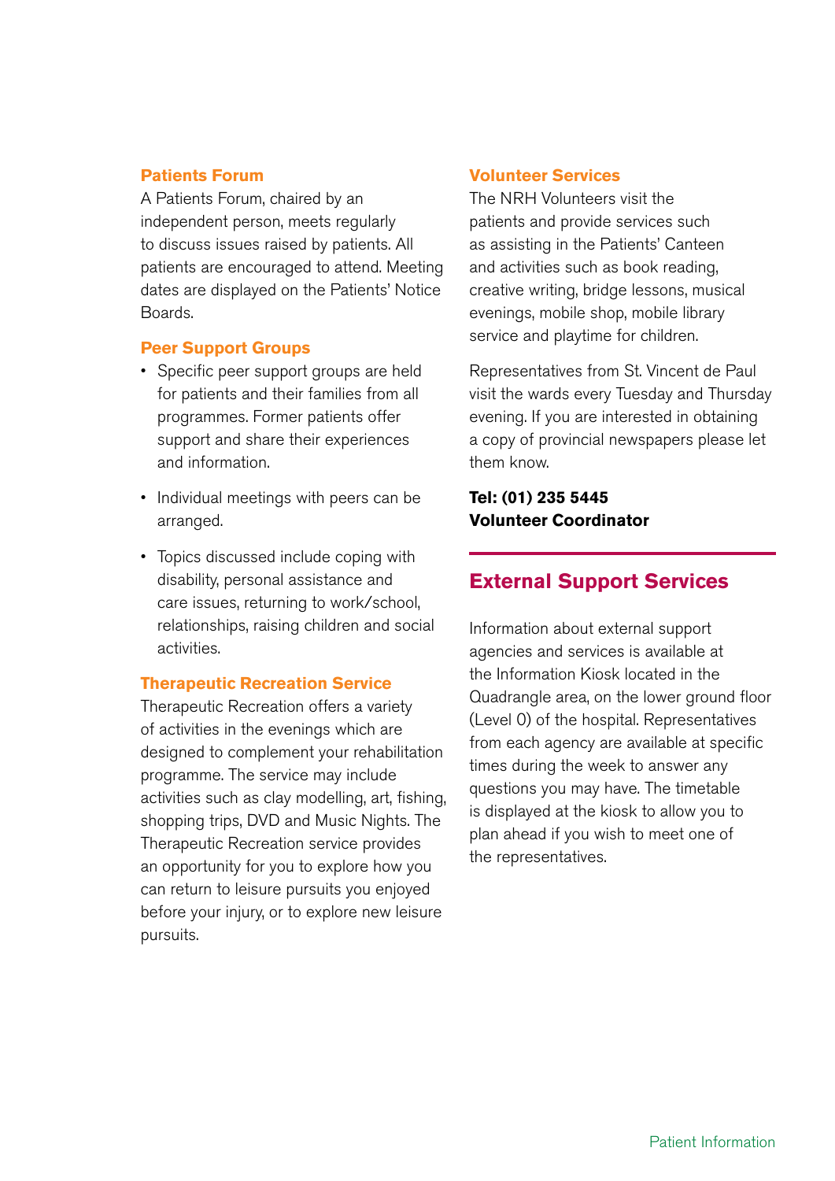### Patients Forum

A Patients Forum, chaired by an independent person, meets regularly to discuss issues raised by patients. All patients are encouraged to attend. Meeting dates are displayed on the Patients' Notice Boards.

### Peer Support Groups

- Specific peer support groups are held for patients and their families from all programmes. Former patients offer support and share their experiences and information.
- Individual meetings with peers can be arranged.
- Topics discussed include coping with disability, personal assistance and care issues, returning to work/school, relationships, raising children and social activities.

### Therapeutic Recreation Service

Therapeutic Recreation offers a variety of activities in the evenings which are designed to complement your rehabilitation programme. The service may include activities such as clay modelling, art, fishing, shopping trips, DVD and Music Nights. The Therapeutic Recreation service provides an opportunity for you to explore how you can return to leisure pursuits you enjoyed before your injury, or to explore new leisure pursuits.

### Volunteer Services

The NRH Volunteers visit the patients and provide services such as assisting in the Patients' Canteen and activities such as book reading, creative writing, bridge lessons, musical evenings, mobile shop, mobile library service and playtime for children.

Representatives from St. Vincent de Paul visit the wards every Tuesday and Thursday evening. If you are interested in obtaining a copy of provincial newspapers please let them know.

**Tel: (01) 235 5445**
**Volunteer Coordinator**

## External Support Services

Information about external support agencies and services is available at the Information Kiosk located in the Quadrangle area, on the lower ground floor (Level 0) of the hospital. Representatives from each agency are available at specific times during the week to answer any questions you may have. The timetable is displayed at the kiosk to allow you to plan ahead if you wish to meet one of the representatives.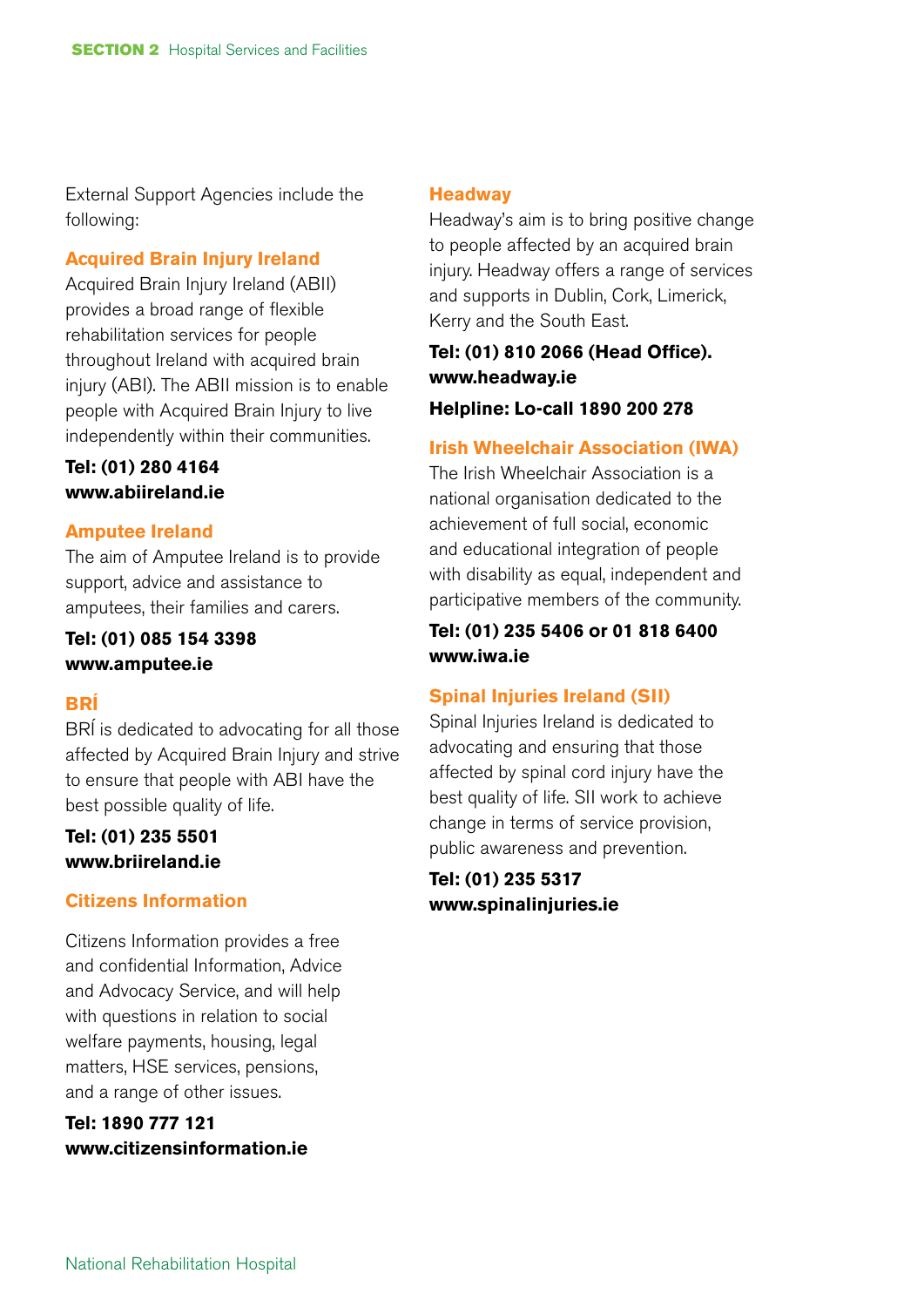External Support Agencies include the following:

### Acquired Brain Injury Ireland

Acquired Brain Injury Ireland (ABII) provides a broad range of flexible rehabilitation services for people throughout Ireland with acquired brain injury (ABI). The ABII mission is to enable people with Acquired Brain Injury to live independently within their communities.

**Tel: (01) 280 4164**
**www.abiireland.ie**

### Amputee Ireland

The aim of Amputee Ireland is to provide support, advice and assistance to amputees, their families and carers.

**Tel: (01) 085 154 3398**
**www.amputee.ie**

### BRÍ

BRÍ is dedicated to advocating for all those affected by Acquired Brain Injury and strive to ensure that people with ABI have the best possible quality of life.

**Tel: (01) 235 5501**
**www.briireland.ie**

### Citizens Information

Citizens Information provides a free and confidential Information, Advice and Advocacy Service, and will help with questions in relation to social welfare payments, housing, legal matters, HSE services, pensions, and a range of other issues.

**Tel: 1890 777 121**
**www.citizensinformation.ie**

### Headway

Headway's aim is to bring positive change to people affected by an acquired brain injury. Headway offers a range of services and supports in Dublin, Cork, Limerick, Kerry and the South East.

**Tel: (01) 810 2066 (Head Office).**
**www.headway.ie**

**Helpline: Lo-call 1890 200 278**

### Irish Wheelchair Association (IWA)

The Irish Wheelchair Association is a national organisation dedicated to the achievement of full social, economic and educational integration of people with disability as equal, independent and participative members of the community.

**Tel: (01) 235 5406 or 01 818 6400**
**www.iwa.ie**

### Spinal Injuries Ireland (SII)

Spinal Injuries Ireland is dedicated to advocating and ensuring that those affected by spinal cord injury have the best quality of life. SII work to achieve change in terms of service provision, public awareness and prevention.

**Tel: (01) 235 5317**
**www.spinalinjuries.ie**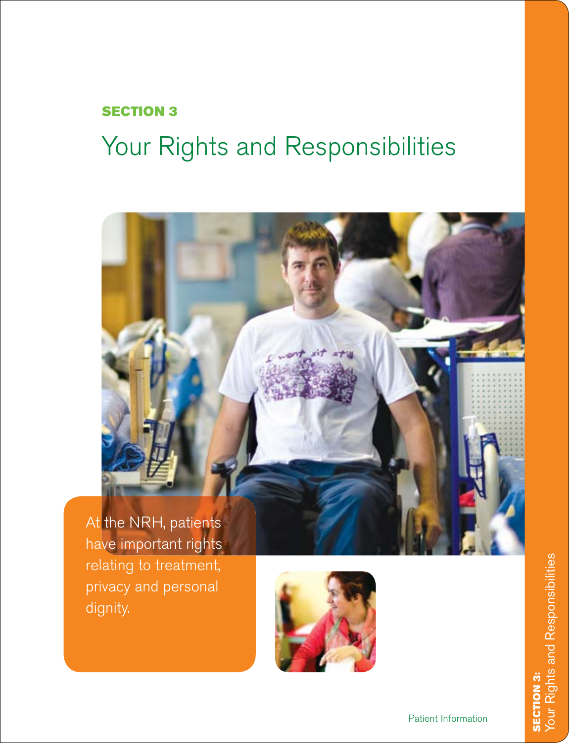**SECTION 3**

# Your Rights and Responsibilities

At the NRH, patients have important rights relating to treatment, privacy and personal dignity.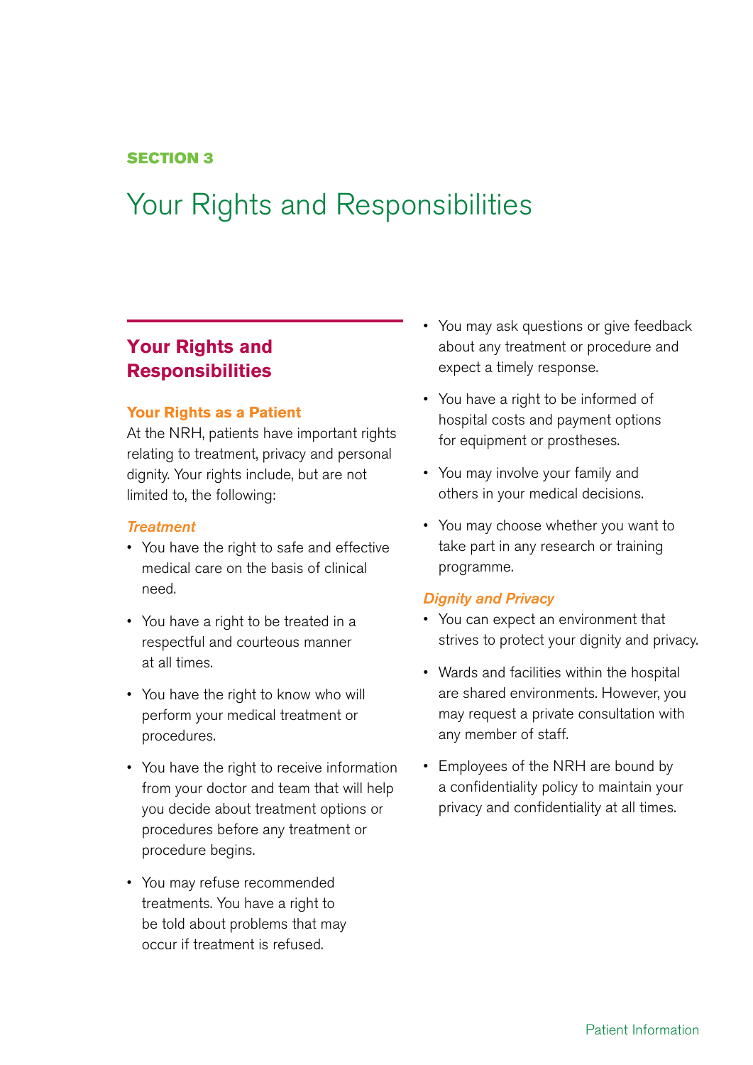**SECTION 3**

# Your Rights and Responsibilities

## Your Rights and Responsibilities

### Your Rights as a Patient

At the NRH, patients have important rights relating to treatment, privacy and personal dignity. Your rights include, but are not limited to, the following:

#### *Treatment*

- You have the right to safe and effective medical care on the basis of clinical need.
- You have a right to be treated in a respectful and courteous manner at all times.
- You have the right to know who will perform your medical treatment or procedures.
- You have the right to receive information from your doctor and team that will help you decide about treatment options or procedures before any treatment or procedure begins.
- You may refuse recommended treatments. You have a right to be told about problems that may occur if treatment is refused.
- You may ask questions or give feedback about any treatment or procedure and expect a timely response.
- You have a right to be informed of hospital costs and payment options for equipment or prostheses.
- You may involve your family and others in your medical decisions.
- You may choose whether you want to take part in any research or training programme.

#### *Dignity and Privacy*

- You can expect an environment that strives to protect your dignity and privacy.
- Wards and facilities within the hospital are shared environments. However, you may request a private consultation with any member of staff.
- Employees of the NRH are bound by a confidentiality policy to maintain your privacy and confidentiality at all times.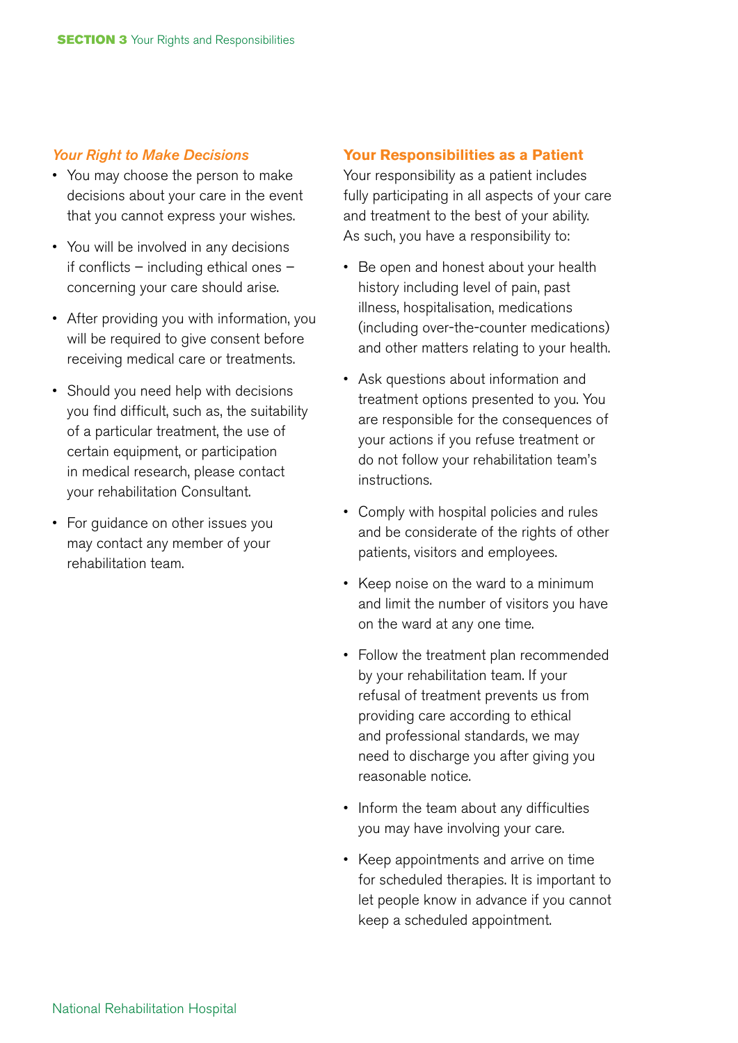### *Your Right to Make Decisions*

- You may choose the person to make decisions about your care in the event that you cannot express your wishes.
- You will be involved in any decisions if conflicts – including ethical ones – concerning your care should arise.
- After providing you with information, you will be required to give consent before receiving medical care or treatments.
- Should you need help with decisions you find difficult, such as, the suitability of a particular treatment, the use of certain equipment, or participation in medical research, please contact your rehabilitation Consultant.
- For guidance on other issues you may contact any member of your rehabilitation team.

### Your Responsibilities as a Patient

Your responsibility as a patient includes fully participating in all aspects of your care and treatment to the best of your ability. As such, you have a responsibility to:

- Be open and honest about your health history including level of pain, past illness, hospitalisation, medications (including over-the-counter medications) and other matters relating to your health.
- Ask questions about information and treatment options presented to you. You are responsible for the consequences of your actions if you refuse treatment or do not follow your rehabilitation team's instructions.
- Comply with hospital policies and rules and be considerate of the rights of other patients, visitors and employees.
- Keep noise on the ward to a minimum and limit the number of visitors you have on the ward at any one time.
- Follow the treatment plan recommended by your rehabilitation team. If your refusal of treatment prevents us from providing care according to ethical and professional standards, we may need to discharge you after giving you reasonable notice.
- Inform the team about any difficulties you may have involving your care.
- Keep appointments and arrive on time for scheduled therapies. It is important to let people know in advance if you cannot keep a scheduled appointment.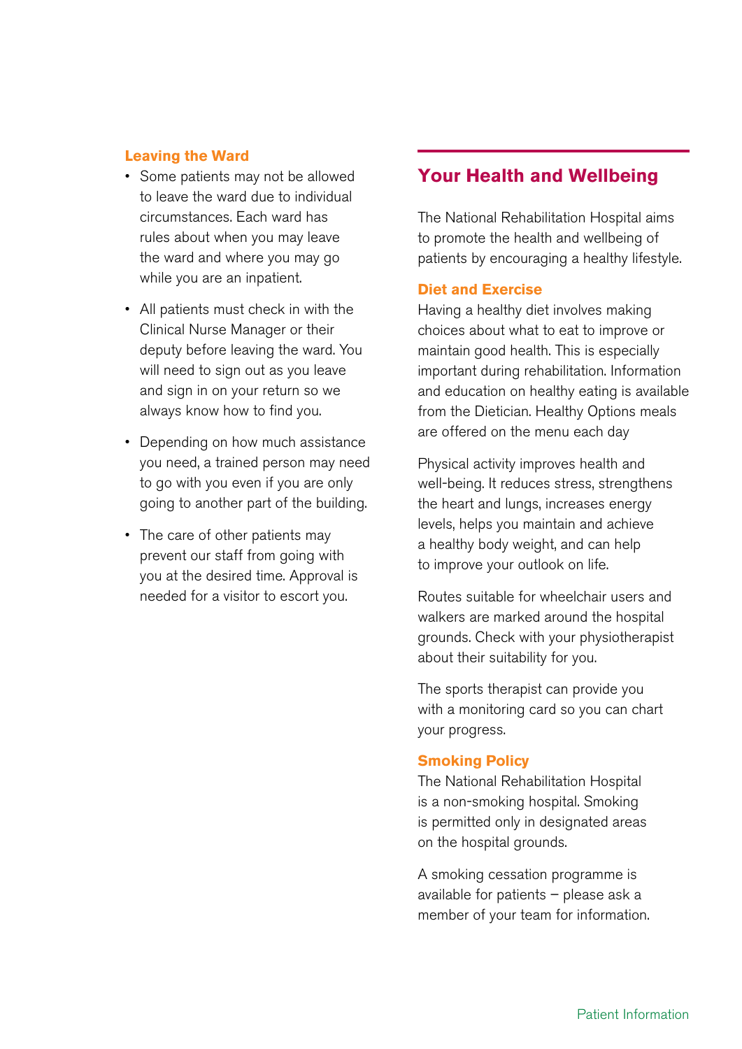### Leaving the Ward

- Some patients may not be allowed to leave the ward due to individual circumstances. Each ward has rules about when you may leave the ward and where you may go while you are an inpatient.
- All patients must check in with the Clinical Nurse Manager or their deputy before leaving the ward. You will need to sign out as you leave and sign in on your return so we always know how to find you.
- Depending on how much assistance you need, a trained person may need to go with you even if you are only going to another part of the building.
- The care of other patients may prevent our staff from going with you at the desired time. Approval is needed for a visitor to escort you.

## Your Health and Wellbeing

The National Rehabilitation Hospital aims to promote the health and wellbeing of patients by encouraging a healthy lifestyle.

### Diet and Exercise

Having a healthy diet involves making choices about what to eat to improve or maintain good health. This is especially important during rehabilitation. Information and education on healthy eating is available from the Dietician. Healthy Options meals are offered on the menu each day

Physical activity improves health and well-being. It reduces stress, strengthens the heart and lungs, increases energy levels, helps you maintain and achieve a healthy body weight, and can help to improve your outlook on life.

Routes suitable for wheelchair users and walkers are marked around the hospital grounds. Check with your physiotherapist about their suitability for you.

The sports therapist can provide you with a monitoring card so you can chart your progress.

### Smoking Policy

The National Rehabilitation Hospital is a non-smoking hospital. Smoking is permitted only in designated areas on the hospital grounds.

A smoking cessation programme is available for patients – please ask a member of your team for information.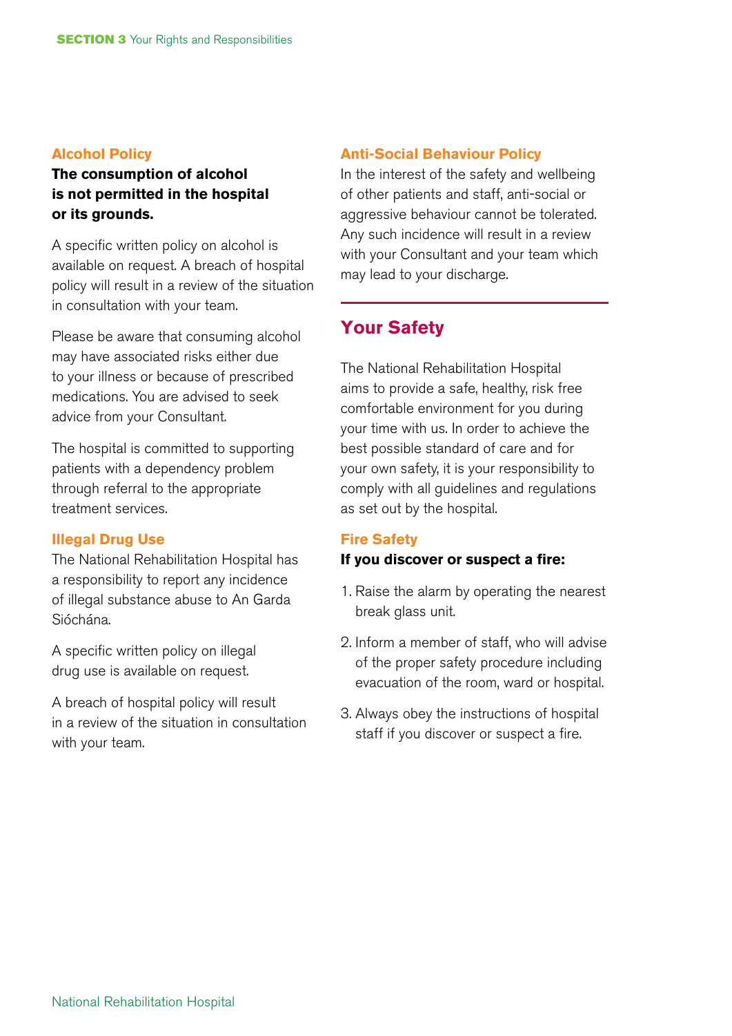### Alcohol Policy

**The consumption of alcohol is not permitted in the hospital or its grounds.**

A specific written policy on alcohol is available on request. A breach of hospital policy will result in a review of the situation in consultation with your team.

Please be aware that consuming alcohol may have associated risks either due to your illness or because of prescribed medications. You are advised to seek advice from your Consultant.

The hospital is committed to supporting patients with a dependency problem through referral to the appropriate treatment services.

### Illegal Drug Use

The National Rehabilitation Hospital has a responsibility to report any incidence of illegal substance abuse to An Garda Síochána.

A specific written policy on illegal drug use is available on request.

A breach of hospital policy will result in a review of the situation in consultation with your team.

### Anti-Social Behaviour Policy

In the interest of the safety and wellbeing of other patients and staff, anti-social or aggressive behaviour cannot be tolerated. Any such incidence will result in a review with your Consultant and your team which may lead to your discharge.

## Your Safety

The National Rehabilitation Hospital aims to provide a safe, healthy, risk free comfortable environment for you during your time with us. In order to achieve the best possible standard of care and for your own safety, it is your responsibility to comply with all guidelines and regulations as set out by the hospital.

### Fire Safety

**If you discover or suspect a fire:**

1. Raise the alarm by operating the nearest break glass unit.
2. Inform a member of staff, who will advise of the proper safety procedure including evacuation of the room, ward or hospital.
3. Always obey the instructions of hospital staff if you discover or suspect a fire.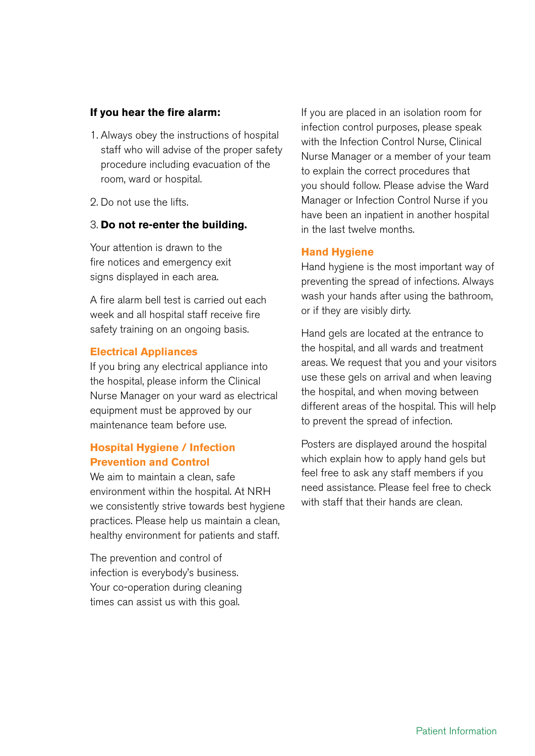**If you hear the fire alarm:**

1. Always obey the instructions of hospital staff who will advise of the proper safety procedure including evacuation of the room, ward or hospital.
2. Do not use the lifts.
3. **Do not re-enter the building.**

Your attention is drawn to the fire notices and emergency exit signs displayed in each area.

A fire alarm bell test is carried out each week and all hospital staff receive fire safety training on an ongoing basis.

## Electrical Appliances

If you bring any electrical appliance into the hospital, please inform the Clinical Nurse Manager on your ward as electrical equipment must be approved by our maintenance team before use.

## Hospital Hygiene / Infection Prevention and Control

We aim to maintain a clean, safe environment within the hospital. At NRH we consistently strive towards best hygiene practices. Please help us maintain a clean, healthy environment for patients and staff.

The prevention and control of infection is everybody's business. Your co-operation during cleaning times can assist us with this goal.

If you are placed in an isolation room for infection control purposes, please speak with the Infection Control Nurse, Clinical Nurse Manager or a member of your team to explain the correct procedures that you should follow. Please advise the Ward Manager or Infection Control Nurse if you have been an inpatient in another hospital in the last twelve months.

## Hand Hygiene

Hand hygiene is the most important way of preventing the spread of infections. Always wash your hands after using the bathroom, or if they are visibly dirty.

Hand gels are located at the entrance to the hospital, and all wards and treatment areas. We request that you and your visitors use these gels on arrival and when leaving the hospital, and when moving between different areas of the hospital. This will help to prevent the spread of infection.

Posters are displayed around the hospital which explain how to apply hand gels but feel free to ask any staff members if you need assistance. Please feel free to check with staff that their hands are clean.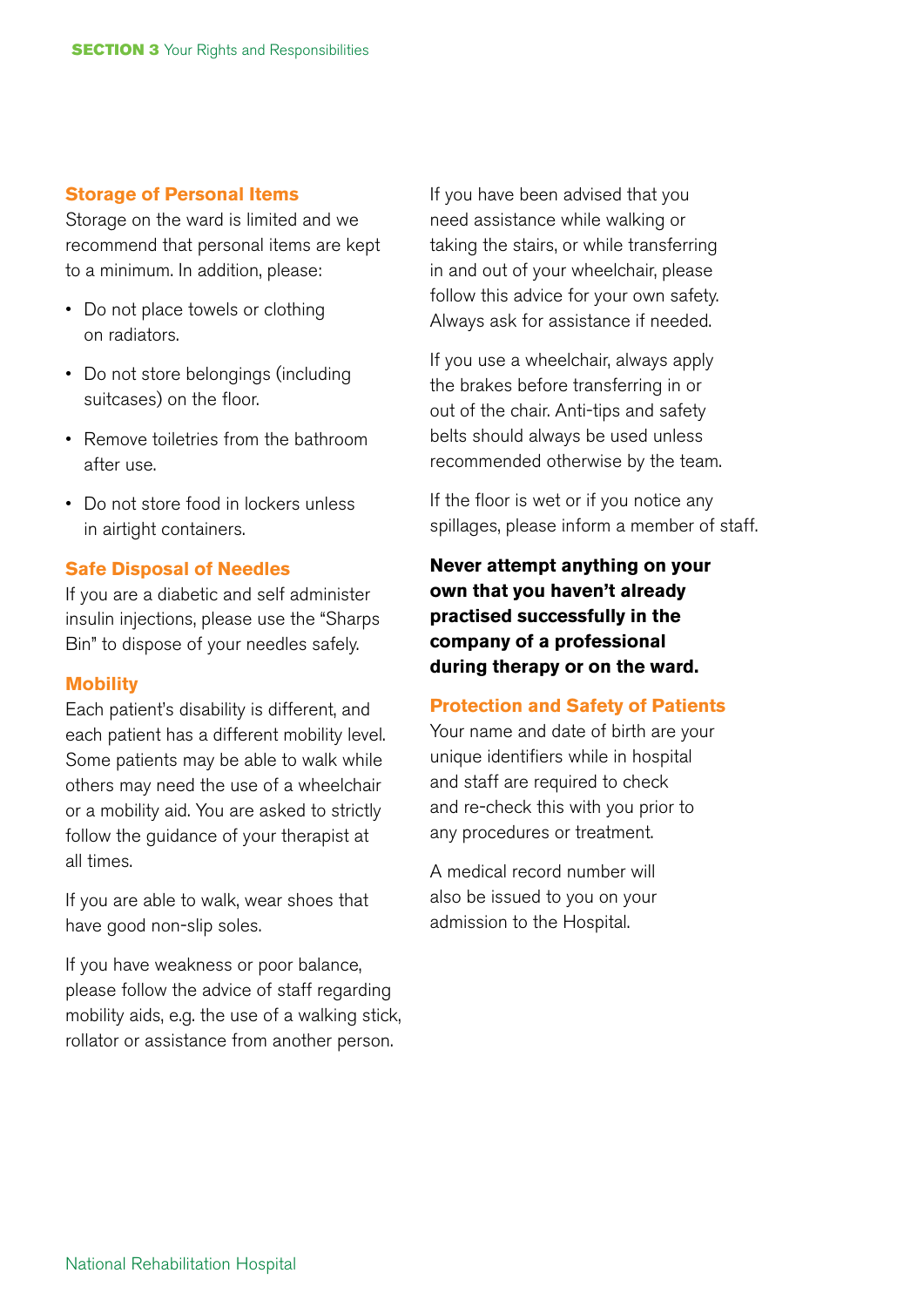### Storage of Personal Items

Storage on the ward is limited and we recommend that personal items are kept to a minimum. In addition, please:

- Do not place towels or clothing on radiators.
- Do not store belongings (including suitcases) on the floor.
- Remove toiletries from the bathroom after use.
- Do not store food in lockers unless in airtight containers.

### Safe Disposal of Needles

If you are a diabetic and self administer insulin injections, please use the "Sharps Bin" to dispose of your needles safely.

### Mobility

Each patient's disability is different, and each patient has a different mobility level. Some patients may be able to walk while others may need the use of a wheelchair or a mobility aid. You are asked to strictly follow the guidance of your therapist at all times.

If you are able to walk, wear shoes that have good non-slip soles.

If you have weakness or poor balance, please follow the advice of staff regarding mobility aids, e.g. the use of a walking stick, rollator or assistance from another person.

If you have been advised that you need assistance while walking or taking the stairs, or while transferring in and out of your wheelchair, please follow this advice for your own safety. Always ask for assistance if needed.

If you use a wheelchair, always apply the brakes before transferring in or out of the chair. Anti-tips and safety belts should always be used unless recommended otherwise by the team.

If the floor is wet or if you notice any spillages, please inform a member of staff.

**Never attempt anything on your own that you haven't already practised successfully in the company of a professional during therapy or on the ward.**

### Protection and Safety of Patients

Your name and date of birth are your unique identifiers while in hospital and staff are required to check and re-check this with you prior to any procedures or treatment.

A medical record number will also be issued to you on your admission to the Hospital.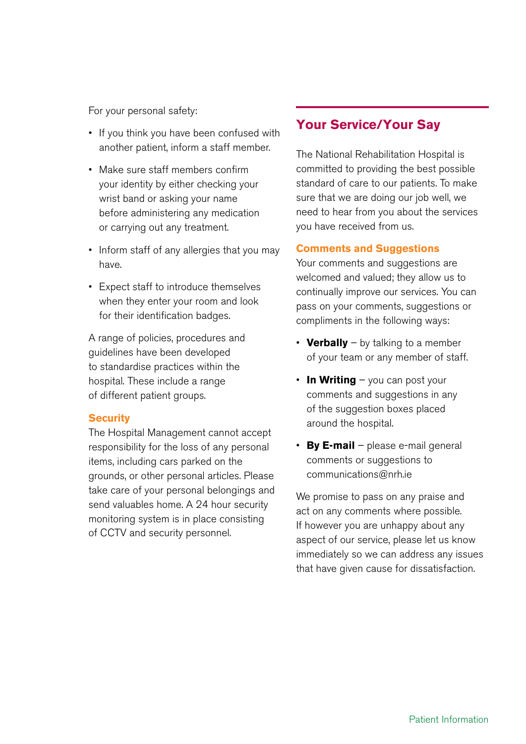For your personal safety:

- If you think you have been confused with another patient, inform a staff member.
- Make sure staff members confirm your identity by either checking your wrist band or asking your name before administering any medication or carrying out any treatment.
- Inform staff of any allergies that you may have.
- Expect staff to introduce themselves when they enter your room and look for their identification badges.

A range of policies, procedures and guidelines have been developed to standardise practices within the hospital. These include a range of different patient groups.

### Security

The Hospital Management cannot accept responsibility for the loss of any personal items, including cars parked on the grounds, or other personal articles. Please take care of your personal belongings and send valuables home. A 24 hour security monitoring system is in place consisting of CCTV and security personnel.

## Your Service/Your Say

The National Rehabilitation Hospital is committed to providing the best possible standard of care to our patients. To make sure that we are doing our job well, we need to hear from you about the services you have received from us.

### Comments and Suggestions

Your comments and suggestions are welcomed and valued; they allow us to continually improve our services. You can pass on your comments, suggestions or compliments in the following ways:

- **Verbally** – by talking to a member of your team or any member of staff.
- **In Writing** – you can post your comments and suggestions in any of the suggestion boxes placed around the hospital.
- **By E-mail** – please e-mail general comments or suggestions to communications@nrh.ie

We promise to pass on any praise and act on any comments where possible. If however you are unhappy about any aspect of our service, please let us know immediately so we can address any issues that have given cause for dissatisfaction.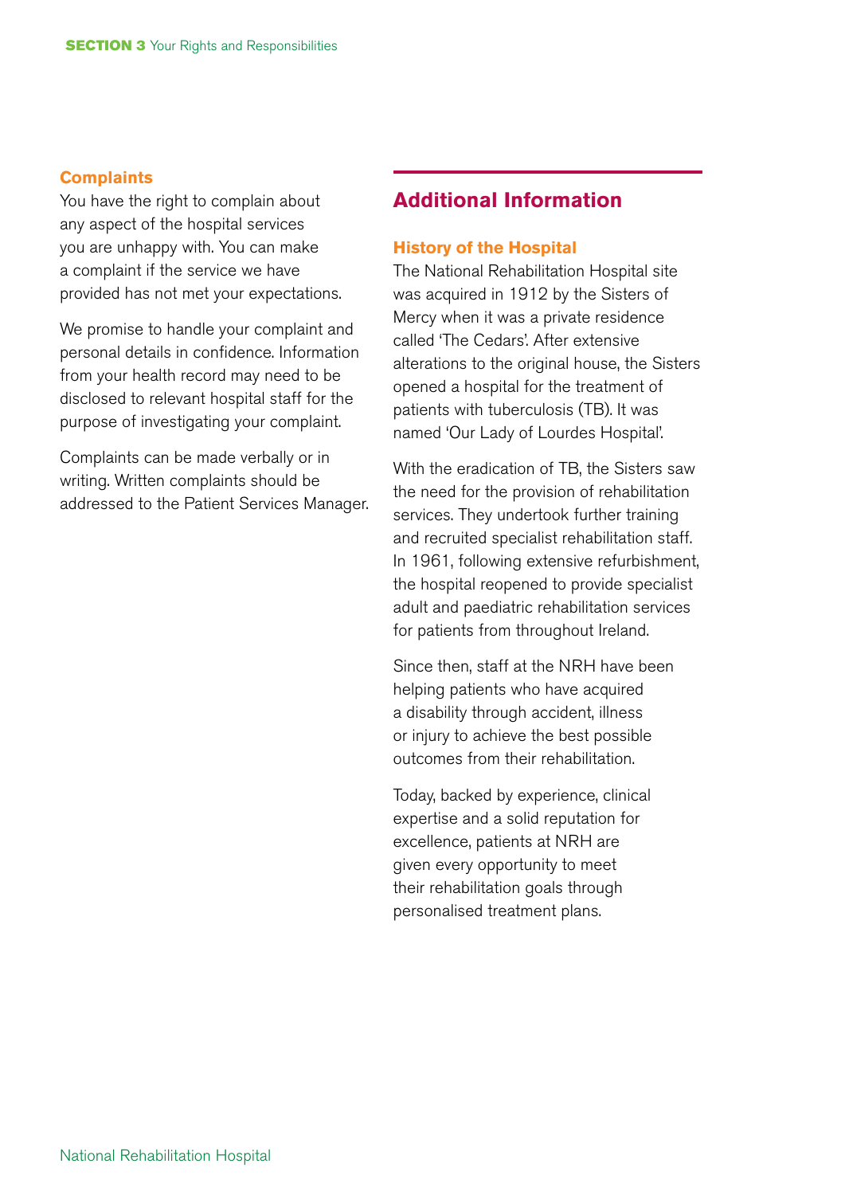### Complaints

You have the right to complain about any aspect of the hospital services you are unhappy with. You can make a complaint if the service we have provided has not met your expectations.

We promise to handle your complaint and personal details in confidence. Information from your health record may need to be disclosed to relevant hospital staff for the purpose of investigating your complaint.

Complaints can be made verbally or in writing. Written complaints should be addressed to the Patient Services Manager.

## Additional Information

### History of the Hospital

The National Rehabilitation Hospital site was acquired in 1912 by the Sisters of Mercy when it was a private residence called 'The Cedars'. After extensive alterations to the original house, the Sisters opened a hospital for the treatment of patients with tuberculosis (TB). It was named 'Our Lady of Lourdes Hospital'.

With the eradication of TB, the Sisters saw the need for the provision of rehabilitation services. They undertook further training and recruited specialist rehabilitation staff. In 1961, following extensive refurbishment, the hospital reopened to provide specialist adult and paediatric rehabilitation services for patients from throughout Ireland.

Since then, staff at the NRH have been helping patients who have acquired a disability through accident, illness or injury to achieve the best possible outcomes from their rehabilitation.

Today, backed by experience, clinical expertise and a solid reputation for excellence, patients at NRH are given every opportunity to meet their rehabilitation goals through personalised treatment plans.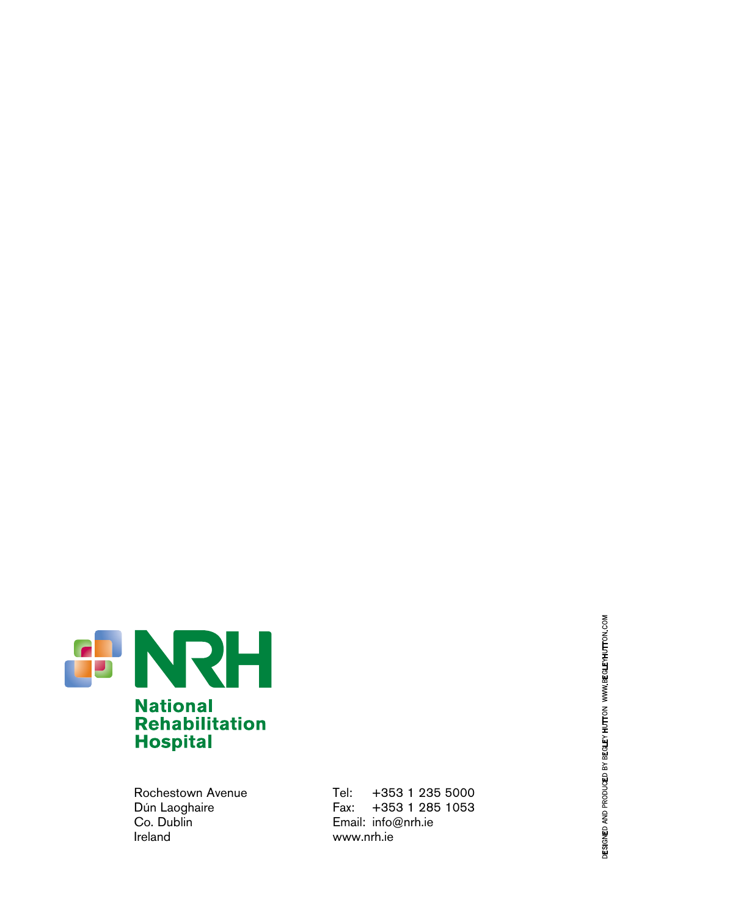NRH

National Rehabilitation Hospital

Rochestown Avenue
Dún Laoghaire
Co. Dublin
Ireland

Tel: +353 1 235 5000
Fax: +353 1 285 1053
Email: info@nrh.ie
www.nrh.ie

DESIGNED AND PRODUCED BY BEGLEY HUTTON WWW.BEGLEYHUTTON.COM